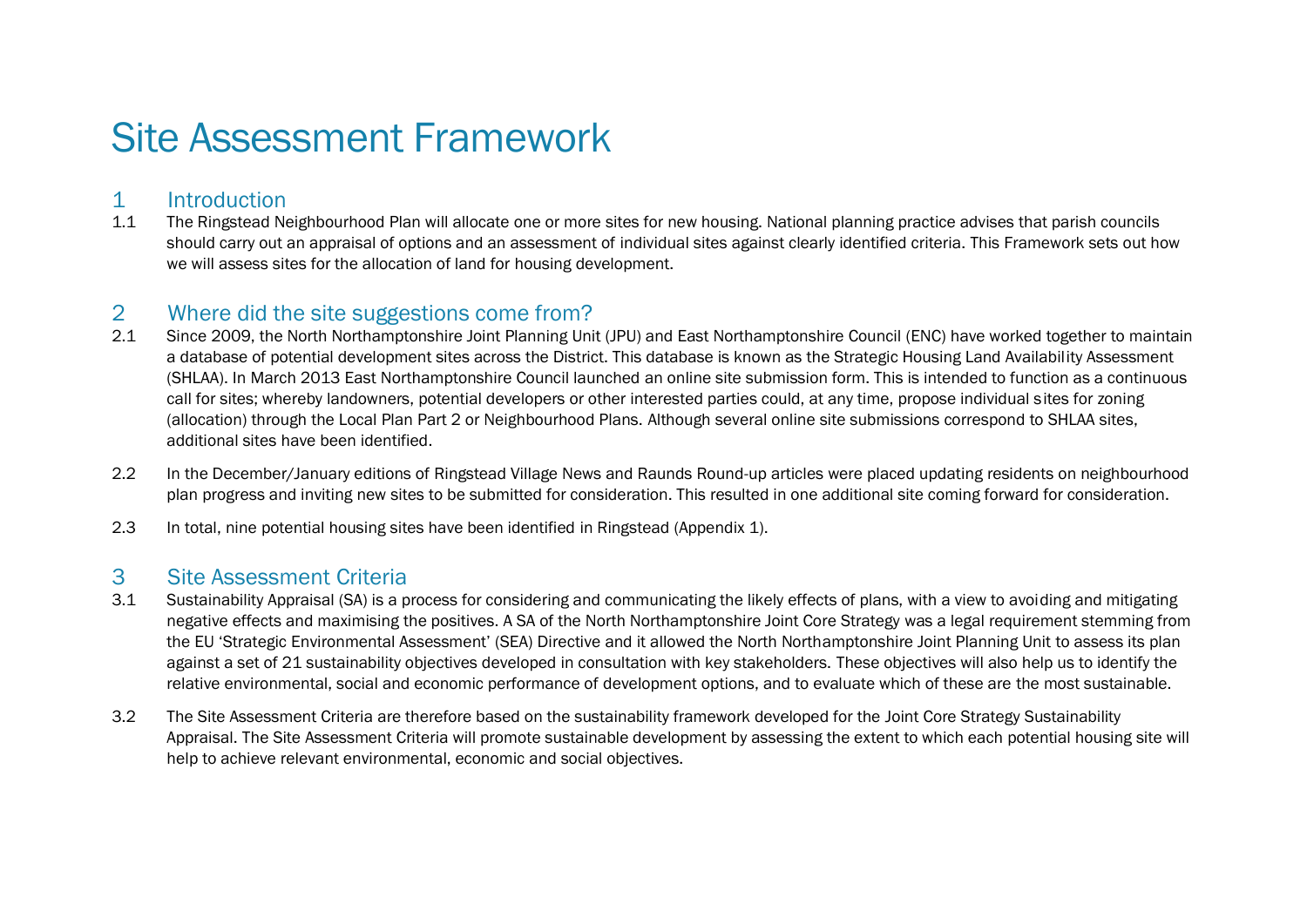# Site Assessment Framework

## 1 Introduction

1.1 The Ringstead Neighbourhood Plan will allocate one or more sites for new housing. National planning practice advises that parish councils should carry out an appraisal of options and an assessment of individual sites against clearly identified criteria. This Framework sets out how we will assess sites for the allocation of land for housing development.

## 2 Where did the site suggestions come from?

2.1 Since 2009, the North Northamptonshire Joint Planning Unit (JPU) and East Northamptonshire Council (ENC) have worked together to maintain a database of potential development sites across the District. This database is known as the Strategic Housing Land Availability Assessment (SHLAA). In March 2013 East Northamptonshire Council launched an online site submission form. This is intended to function as a continuous call for sites; whereby landowners, potential developers or other interested parties could, at any time, propose individual sites for zoning (allocation) through the Local Plan Part 2 or Neighbourhood Plans. Although several online site submissions correspond to SHLAA sites, additional sites have been identified.

2.2 In the December/January editions of Ringstead Village News and Raunds Round-up articles were placed updating residents on neighbourhood plan progress and inviting new sites to be submitted for consideration. This resulted in one additional site coming forward for consideration.

2.3 In total, nine potential housing sites have been identified in Ringstead (Appendix 1).

## 3 Site Assessment Criteria

3.1 Sustainability Appraisal (SA) is a process for considering and communicating the likely effects of plans, with a view to avoiding and mitigating negative effects and maximising the positives. A SA of the North Northamptonshire Joint Core Strategy was a legal requirement stemming from the EU 'Strategic Environmental Assessment' (SEA) Directive and it allowed the North Northamptonshire Joint Planning Unit to assess its plan against a set of 21 sustainability objectives developed in consultation with key stakeholders. These objectives will also help us to identify the relative environmental, social and economic performance of development options, and to evaluate which of these are the most sustainable.

3.2 The Site Assessment Criteria are therefore based on the sustainability framework developed for the Joint Core Strategy Sustainability Appraisal. The Site Assessment Criteria will promote sustainable development by assessing the extent to which each potential housing site will help to achieve relevant environmental, economic and social objectives.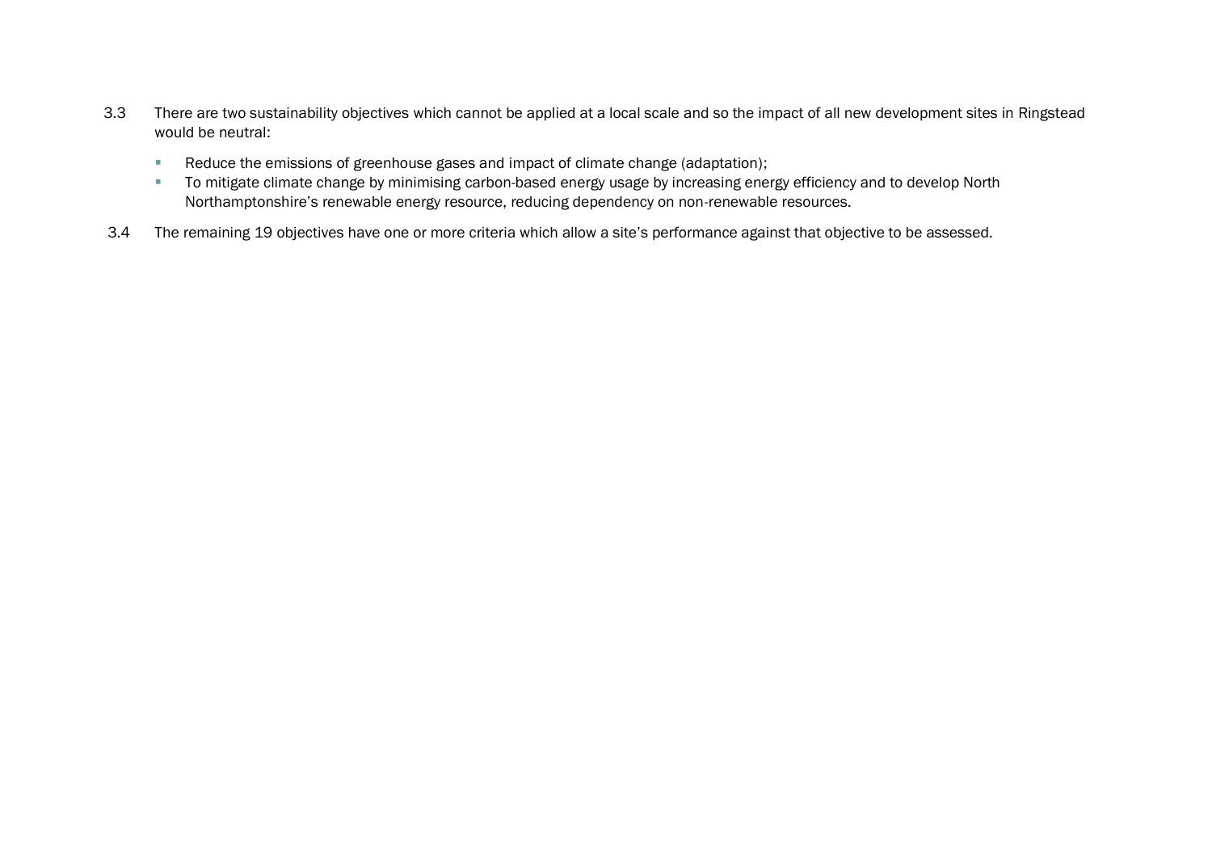3.3 There are two sustainability objectives which cannot be applied at a local scale and so the impact of all new development sites in Ringstead would be neutral:

- Reduce the emissions of greenhouse gases and impact of climate change (adaptation);
- To mitigate climate change by minimising carbon-based energy usage by increasing energy efficiency and to develop North Northamptonshire's renewable energy resource, reducing dependency on non-renewable resources.

3.4 The remaining 19 objectives have one or more criteria which allow a site's performance against that objective to be assessed.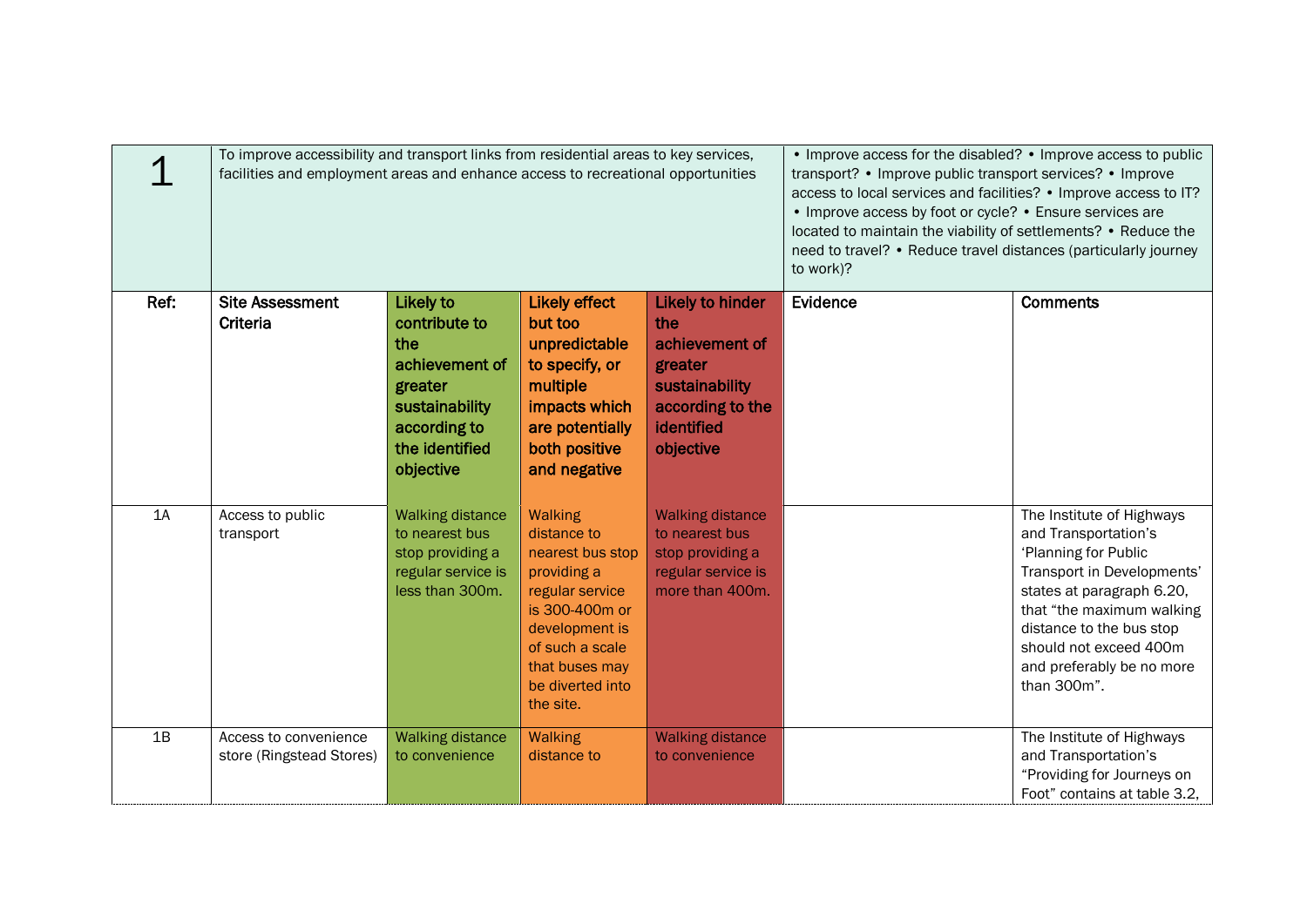| 1 | To improve accessibility and transport links from residential areas to key services, facilities and employment areas and enhance access to recreational opportunities | | | | • Improve access for the disabled? • Improve access to public transport? • Improve public transport services? • Improve access to local services and facilities? • Improve access to IT? • Improve access by foot or cycle? • Ensure services are located to maintain the viability of settlements? • Reduce the need to travel? • Reduce travel distances (particularly journey to work)? | |
|---|---|---|---|---|---|---|
| **Ref:** | **Site Assessment Criteria** | **Likely to contribute to the achievement of greater sustainability according to the identified objective** | **Likely effect but too unpredictable to specify, or multiple impacts which are potentially both positive and negative** | **Likely to hinder the achievement of greater sustainability according to the identified objective** | **Evidence** | **Comments** |
| 1A | Access to public transport | Walking distance to nearest bus stop providing a regular service is less than 300m. | Walking distance to nearest bus stop providing a regular service is 300-400m or development is of such a scale that buses may be diverted into the site. | Walking distance to nearest bus stop providing a regular service is more than 400m. | | The Institute of Highways and Transportation's 'Planning for Public Transport in Developments' states at paragraph 6.20, that "the maximum walking distance to the bus stop should not exceed 400m and preferably be no more than 300m". |
| 1B | Access to convenience store (Ringstead Stores) | Walking distance to convenience | Walking distance to | Walking distance to convenience | | The Institute of Highways and Transportation's "Providing for Journeys on Foot" contains at table 3.2, |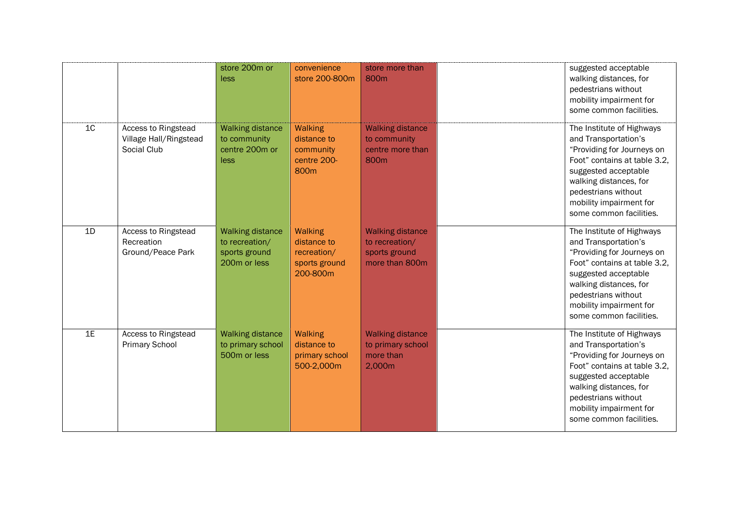| | | | | | | |
|---|---|---|---|---|---|---|
| | | store 200m or less | convenience store 200-800m | store more than 800m | | suggested acceptable walking distances, for pedestrians without mobility impairment for some common facilities. |
| 1C | Access to Ringstead Village Hall/Ringstead Social Club | Walking distance to community centre 200m or less | Walking distance to community centre 200-800m | Walking distance to community centre more than 800m | | The Institute of Highways and Transportation's "Providing for Journeys on Foot" contains at table 3.2, suggested acceptable walking distances, for pedestrians without mobility impairment for some common facilities. |
| 1D | Access to Ringstead Recreation Ground/Peace Park | Walking distance to recreation/ sports ground 200m or less | Walking distance to recreation/ sports ground 200-800m | Walking distance to recreation/ sports ground more than 800m | | The Institute of Highways and Transportation's "Providing for Journeys on Foot" contains at table 3.2, suggested acceptable walking distances, for pedestrians without mobility impairment for some common facilities. |
| 1E | Access to Ringstead Primary School | Walking distance to primary school 500m or less | Walking distance to primary school 500-2,000m | Walking distance to primary school more than 2,000m | | The Institute of Highways and Transportation's "Providing for Journeys on Foot" contains at table 3.2, suggested acceptable walking distances, for pedestrians without mobility impairment for some common facilities. |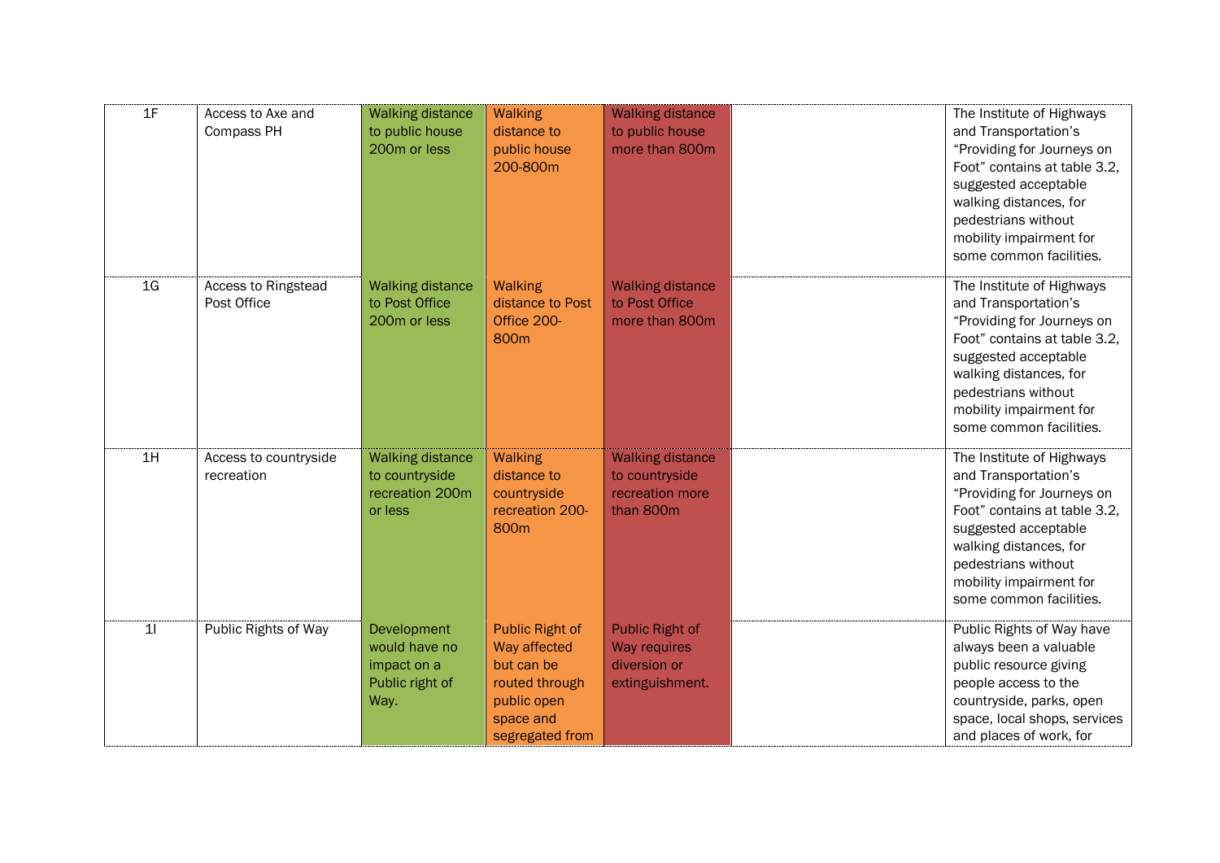| | | | | | | |
|---|---|---|---|---|---|---|
| 1F | Access to Axe and Compass PH | Walking distance to public house 200m or less | Walking distance to public house 200-800m | Walking distance to public house more than 800m | | The Institute of Highways and Transportation's "Providing for Journeys on Foot" contains at table 3.2, suggested acceptable walking distances, for pedestrians without mobility impairment for some common facilities. |
| 1G | Access to Ringstead Post Office | Walking distance to Post Office 200m or less | Walking distance to Post Office 200-800m | Walking distance to Post Office more than 800m | | The Institute of Highways and Transportation's "Providing for Journeys on Foot" contains at table 3.2, suggested acceptable walking distances, for pedestrians without mobility impairment for some common facilities. |
| 1H | Access to countryside recreation | Walking distance to countryside recreation 200m or less | Walking distance to countryside recreation 200-800m | Walking distance to countryside recreation more than 800m | | The Institute of Highways and Transportation's "Providing for Journeys on Foot" contains at table 3.2, suggested acceptable walking distances, for pedestrians without mobility impairment for some common facilities. |
| 1I | Public Rights of Way | Development would have no impact on a Public right of Way. | Public Right of Way affected but can be routed through public open space and segregated from | Public Right of Way requires diversion or extinguishment. | | Public Rights of Way have always been a valuable public resource giving people access to the countryside, parks, open space, local shops, services and places of work, for |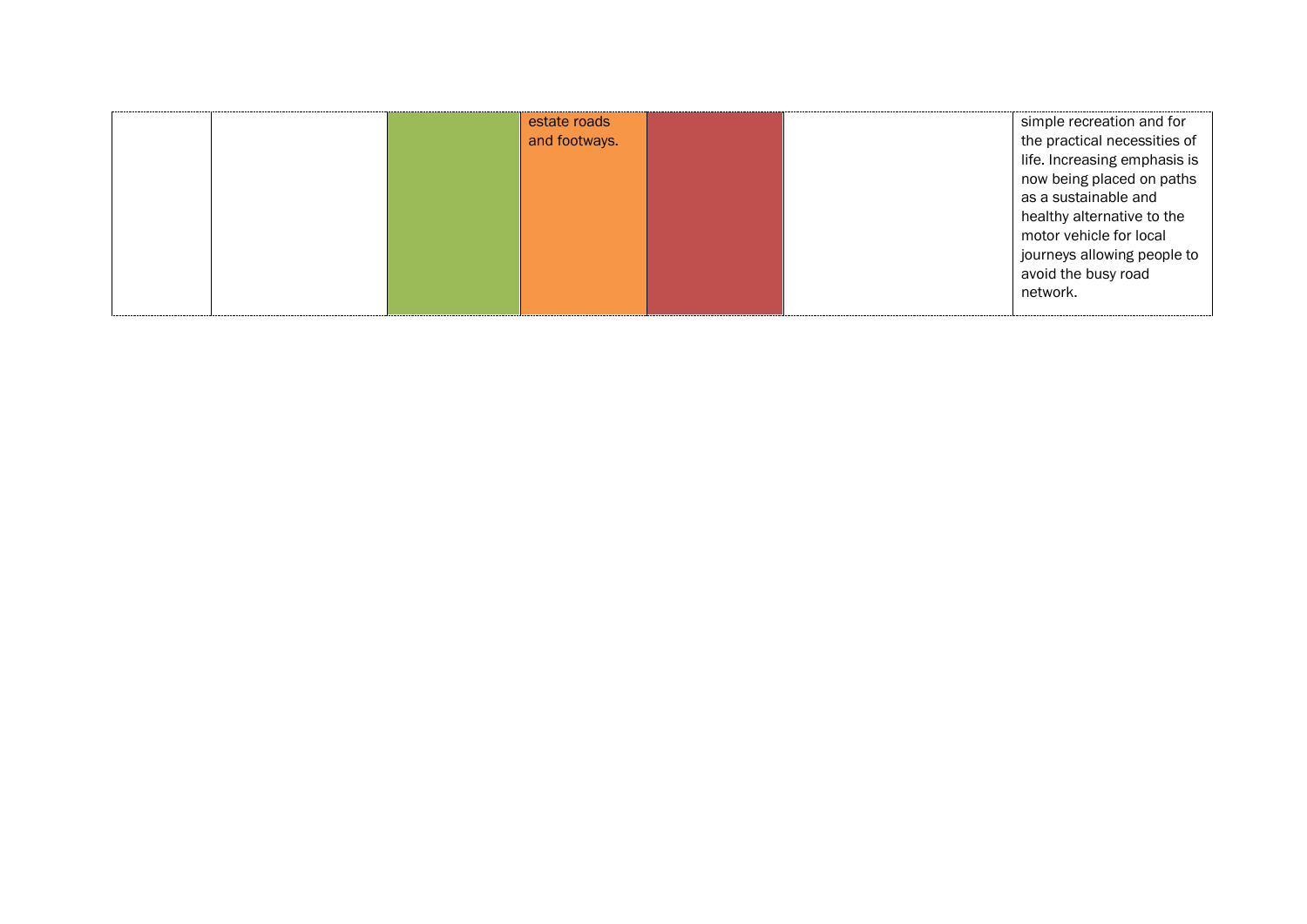| | | | | | | |
|---|---|---|---|---|---|---|
| | | | estate roads and footways. | | | simple recreation and for the practical necessities of life. Increasing emphasis is now being placed on paths as a sustainable and healthy alternative to the motor vehicle for local journeys allowing people to avoid the busy road network. |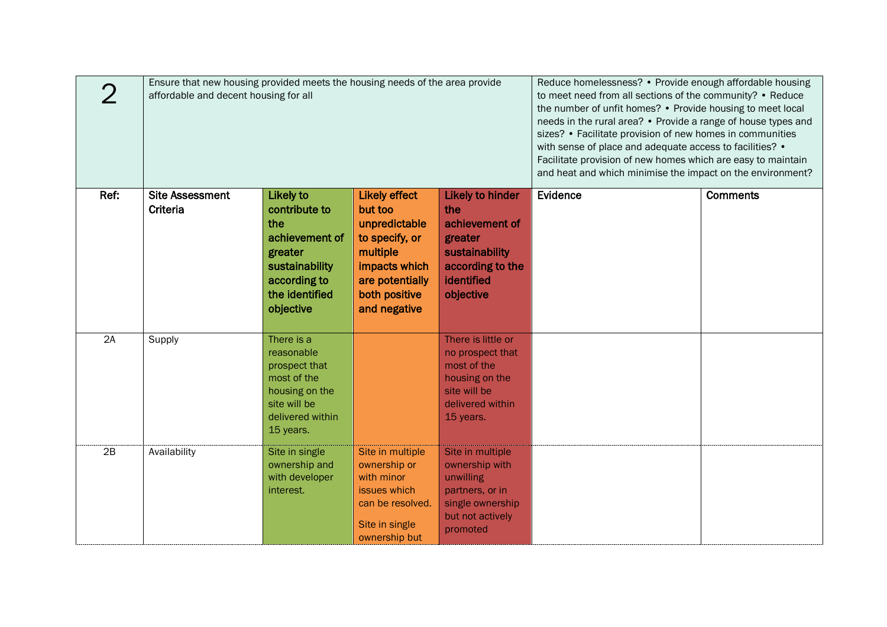| 2 | Ensure that new housing provided meets the housing needs of the area provide affordable and decent housing for all | | | | Reduce homelessness? • Provide enough affordable housing to meet need from all sections of the community? • Reduce the number of unfit homes? • Provide housing to meet local needs in the rural area? • Provide a range of house types and sizes? • Facilitate provision of new homes in communities with sense of place and adequate access to facilities? • Facilitate provision of new homes which are easy to maintain and heat and which minimise the impact on the environment? | |
|---|---|---|---|---|---|---|
| **Ref:** | **Site Assessment Criteria** | **Likely to contribute to the achievement of greater sustainability according to the identified objective** | **Likely effect but too unpredictable to specify, or multiple impacts which are potentially both positive and negative** | **Likely to hinder the achievement of greater sustainability according to the identified objective** | **Evidence** | **Comments** |
| 2A | Supply | There is a reasonable prospect that most of the housing on the site will be delivered within 15 years. | | There is little or no prospect that most of the housing on the site will be delivered within 15 years. | | |
| 2B | Availability | Site in single ownership and with developer interest. | Site in multiple ownership or with minor issues which can be resolved.<br><br>Site in single ownership but | Site in multiple ownership with unwilling partners, or in single ownership but not actively promoted | | |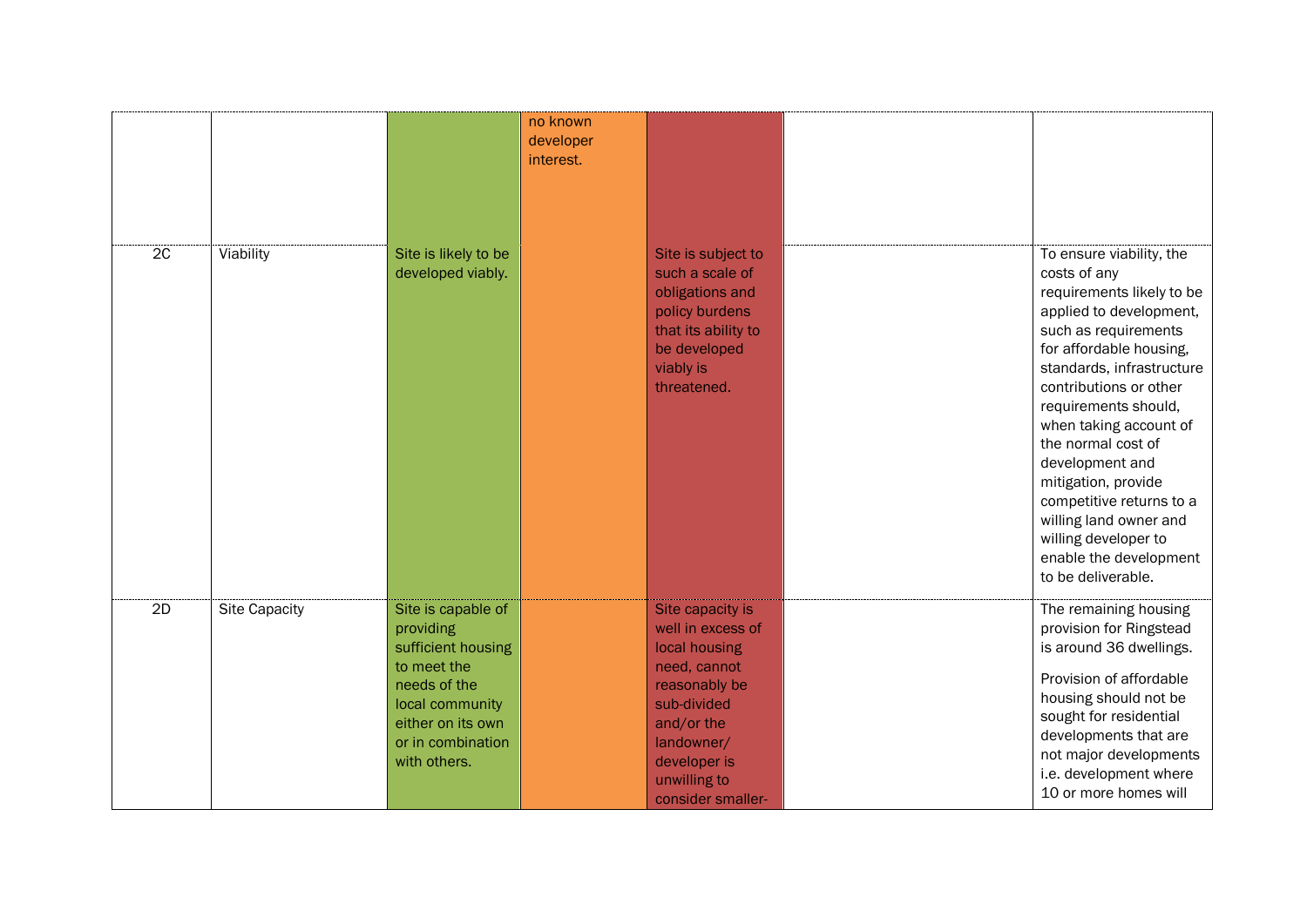|  |  |  | no known developer interest. |  |  |  |
|---|---|---|---|---|---|---|
| 2C | Viability | Site is likely to be developed viably. |  | Site is subject to such a scale of obligations and policy burdens that its ability to be developed viably is threatened. |  | To ensure viability, the costs of any requirements likely to be applied to development, such as requirements for affordable housing, standards, infrastructure contributions or other requirements should, when taking account of the normal cost of development and mitigation, provide competitive returns to a willing land owner and willing developer to enable the development to be deliverable. |
| 2D | Site Capacity | Site is capable of providing sufficient housing to meet the needs of the local community either on its own or in combination with others. |  | Site capacity is well in excess of local housing need, cannot reasonably be sub-divided and/or the landowner/ developer is unwilling to consider smaller- |  | The remaining housing provision for Ringstead is around 36 dwellings.<br><br>Provision of affordable housing should not be sought for residential developments that are not major developments i.e. development where 10 or more homes will |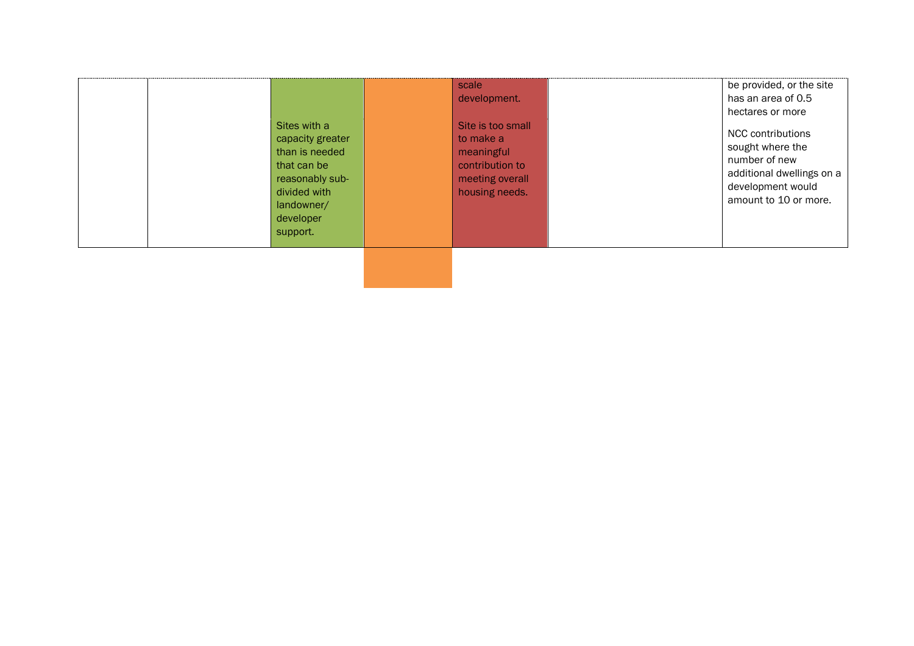| | | | | | | |
|---|---|---|---|---|---|---|
| | | Sites with a capacity greater than is needed that can be reasonably sub-divided with landowner/ developer support. | | scale development.<br><br>Site is too small to make a meaningful contribution to meeting overall housing needs. | | be provided, or the site has an area of 0.5 hectares or more<br><br>NCC contributions sought where the number of new additional dwellings on a development would amount to 10 or more. |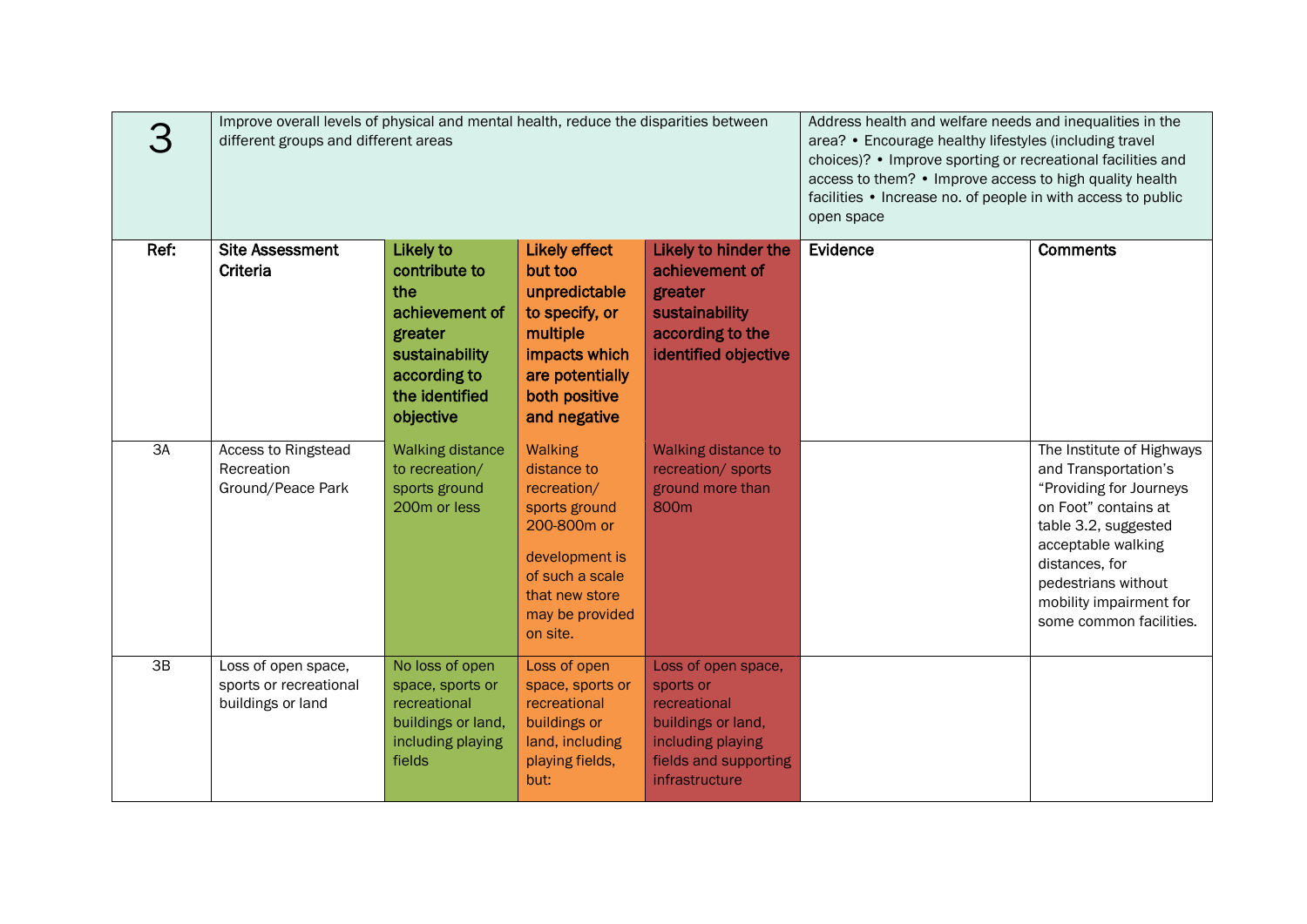| 3 | Improve overall levels of physical and mental health, reduce the disparities between different groups and different areas | | | | Address health and welfare needs and inequalities in the area? • Encourage healthy lifestyles (including travel choices)? • Improve sporting or recreational facilities and access to them? • Improve access to high quality health facilities • Increase no. of people in with access to public open space | |
|---|---|---|---|---|---|---|
| **Ref:** | **Site Assessment Criteria** | **Likely to contribute to the achievement of greater sustainability according to the identified objective** | **Likely effect but too unpredictable to specify, or multiple impacts which are potentially both positive and negative** | **Likely to hinder the achievement of greater sustainability according to the identified objective** | **Evidence** | **Comments** |
| 3A | Access to Ringstead Recreation Ground/Peace Park | Walking distance to recreation/ sports ground 200m or less | Walking distance to recreation/ sports ground 200-800m or development is of such a scale that new store may be provided on site. | Walking distance to recreation/ sports ground more than 800m | | The Institute of Highways and Transportation's "Providing for Journeys on Foot" contains at table 3.2, suggested acceptable walking distances, for pedestrians without mobility impairment for some common facilities. |
| 3B | Loss of open space, sports or recreational buildings or land | No loss of open space, sports or recreational buildings or land, including playing fields | Loss of open space, sports or recreational buildings or land, including playing fields, but: | Loss of open space, sports or recreational buildings or land, including playing fields and supporting infrastructure | | |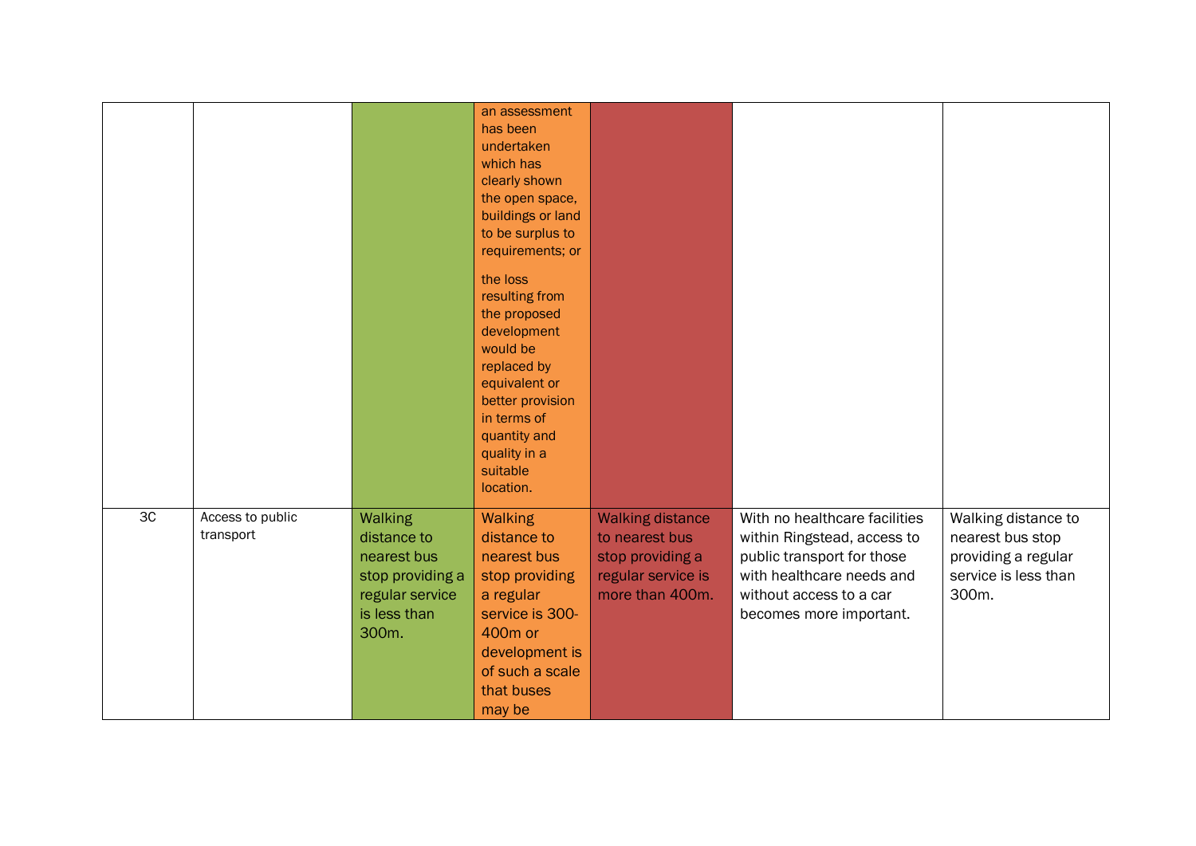| | | | | | | |
|---|---|---|---|---|---|---|
| | | | an assessment has been undertaken which has clearly shown the open space, buildings or land to be surplus to requirements; or<br><br>the loss resulting from the proposed development would be replaced by equivalent or better provision in terms of quantity and quality in a suitable location. | | | |
| 3C | Access to public transport | Walking distance to nearest bus stop providing a regular service is less than 300m. | Walking distance to nearest bus stop providing a regular service is 300-400m or development is of such a scale that buses may be | Walking distance to nearest bus stop providing a regular service is more than 400m. | With no healthcare facilities within Ringstead, access to public transport for those with healthcare needs and without access to a car becomes more important. | Walking distance to nearest bus stop providing a regular service is less than 300m. |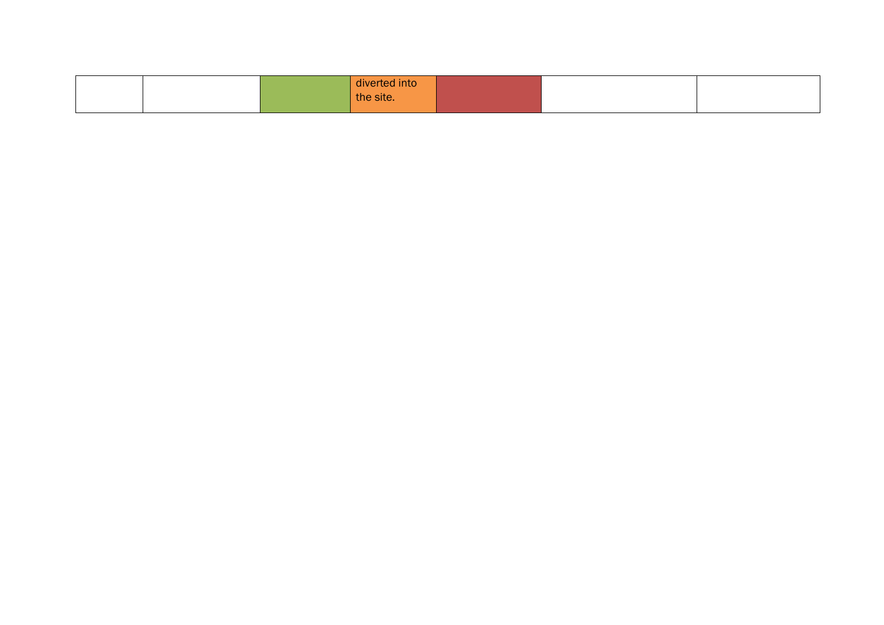| | | | | | | |
|---|---|---|---|---|---|---|
| | | | diverted into the site. | | | |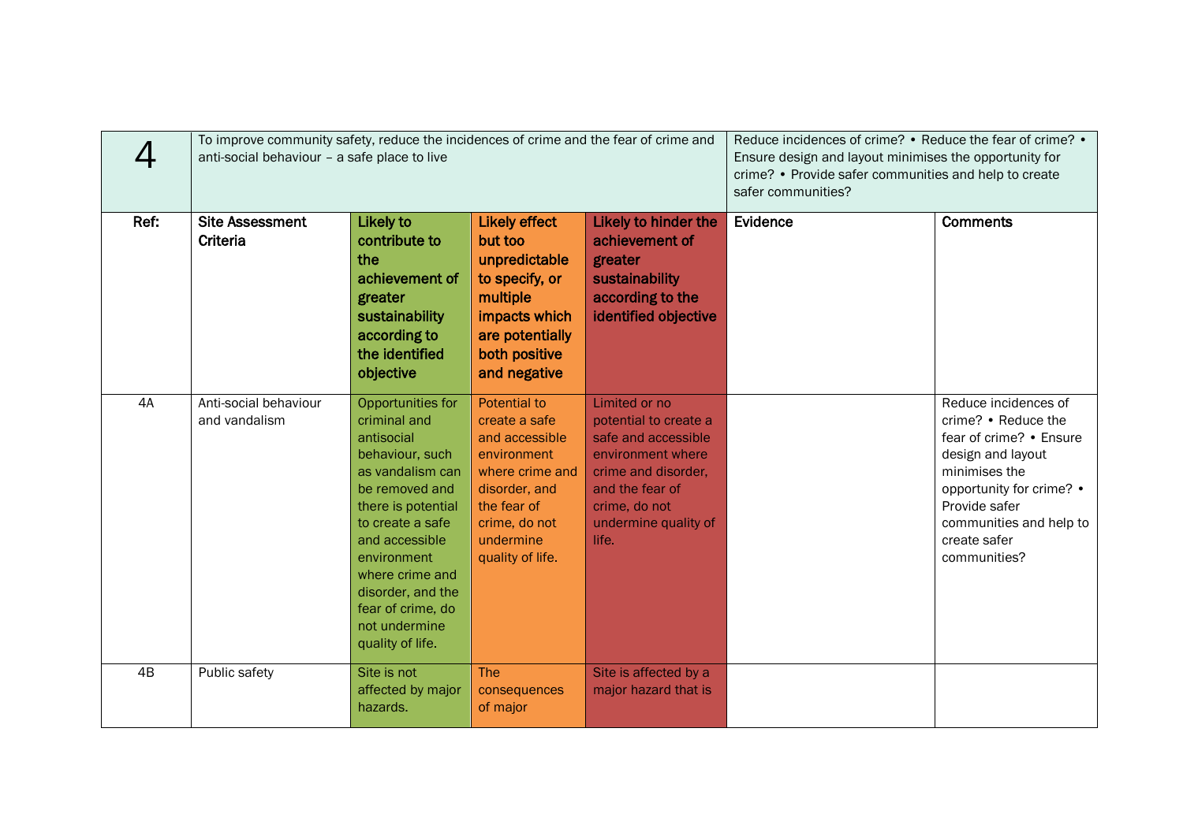| 4 | To improve community safety, reduce the incidences of crime and the fear of crime and anti-social behaviour – a safe place to live | | | | Reduce incidences of crime? • Reduce the fear of crime? • Ensure design and layout minimises the opportunity for crime? • Provide safer communities and help to create safer communities? | |
|---|---|---|---|---|---|---|
| **Ref:** | **Site Assessment Criteria** | **Likely to contribute to the achievement of greater sustainability according to the identified objective** | **Likely effect but too unpredictable to specify, or multiple impacts which are potentially both positive and negative** | **Likely to hinder the achievement of greater sustainability according to the identified objective** | **Evidence** | **Comments** |
| 4A | Anti-social behaviour and vandalism | Opportunities for criminal and antisocial behaviour, such as vandalism can be removed and there is potential to create a safe and accessible environment where crime and disorder, and the fear of crime, do not undermine quality of life. | Potential to create a safe and accessible environment where crime and disorder, and the fear of crime, do not undermine quality of life. | Limited or no potential to create a safe and accessible environment where crime and disorder, and the fear of crime, do not undermine quality of life. | | Reduce incidences of crime? • Reduce the fear of crime? • Ensure design and layout minimises the opportunity for crime? • Provide safer communities and help to create safer communities? |
| 4B | Public safety | Site is not affected by major hazards. | The consequences of major | Site is affected by a major hazard that is | | |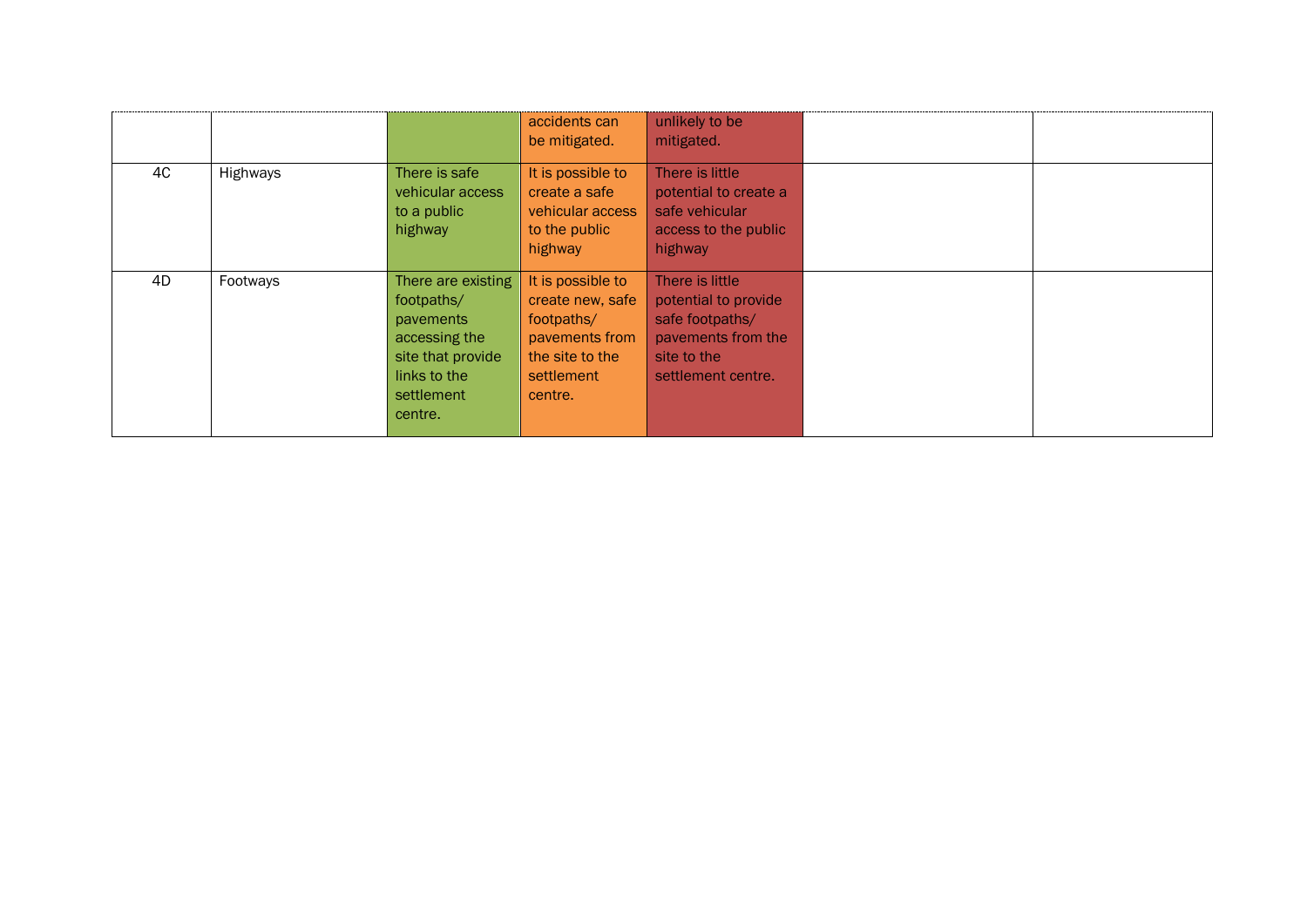| | | | | | | |
|---|---|---|---|---|---|---|
| | | | accidents can be mitigated. | unlikely to be mitigated. | | |
| 4C | Highways | There is safe vehicular access to a public highway | It is possible to create a safe vehicular access to the public highway | There is little potential to create a safe vehicular access to the public highway | | |
| 4D | Footways | There are existing footpaths/ pavements accessing the site that provide links to the settlement centre. | It is possible to create new, safe footpaths/ pavements from the site to the settlement centre. | There is little potential to provide safe footpaths/ pavements from the site to the settlement centre. | | |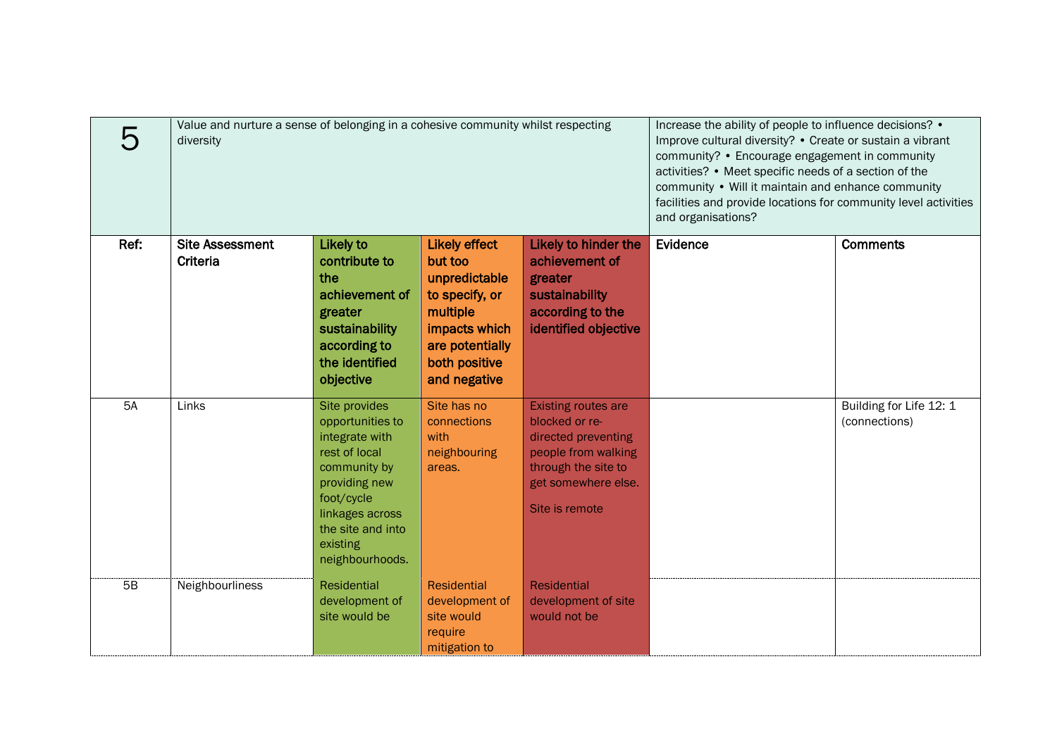| 5 | Value and nurture a sense of belonging in a cohesive community whilst respecting diversity | | | | Increase the ability of people to influence decisions? • Improve cultural diversity? • Create or sustain a vibrant community? • Encourage engagement in community activities? • Meet specific needs of a section of the community • Will it maintain and enhance community facilities and provide locations for community level activities and organisations? | |
|---|---|---|---|---|---|---|
| **Ref:** | **Site Assessment Criteria** | **Likely to contribute to the achievement of greater sustainability according to the identified objective** | **Likely effect but too unpredictable to specify, or multiple impacts which are potentially both positive and negative** | **Likely to hinder the achievement of greater sustainability according to the identified objective** | **Evidence** | **Comments** |
| 5A | Links | Site provides opportunities to integrate with rest of local community by providing new foot/cycle linkages across the site and into existing neighbourhoods. | Site has no connections with neighbouring areas. | Existing routes are blocked or re-directed preventing people from walking through the site to get somewhere else.<br><br>Site is remote | | Building for Life 12: 1 (connections) |
| 5B | Neighbourliness | Residential development of site would be | Residential development of site would require mitigation to | Residential development of site would not be | | |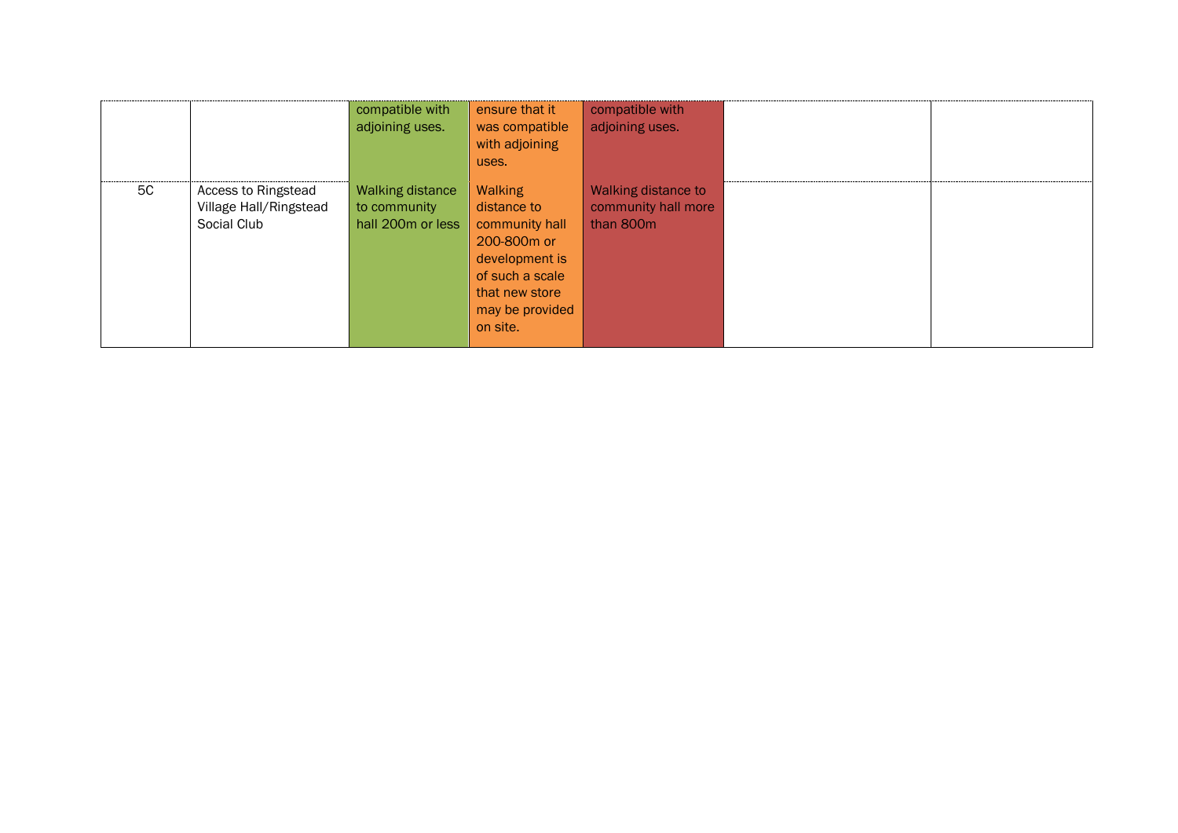| | | | | | | |
|---|---|---|---|---|---|---|
| | | compatible with adjoining uses. | ensure that it was compatible with adjoining uses. | compatible with adjoining uses. | | |
| 5C | Access to Ringstead Village Hall/Ringstead Social Club | Walking distance to community hall 200m or less | Walking distance to community hall 200-800m or development is of such a scale that new store may be provided on site. | Walking distance to community hall more than 800m | | |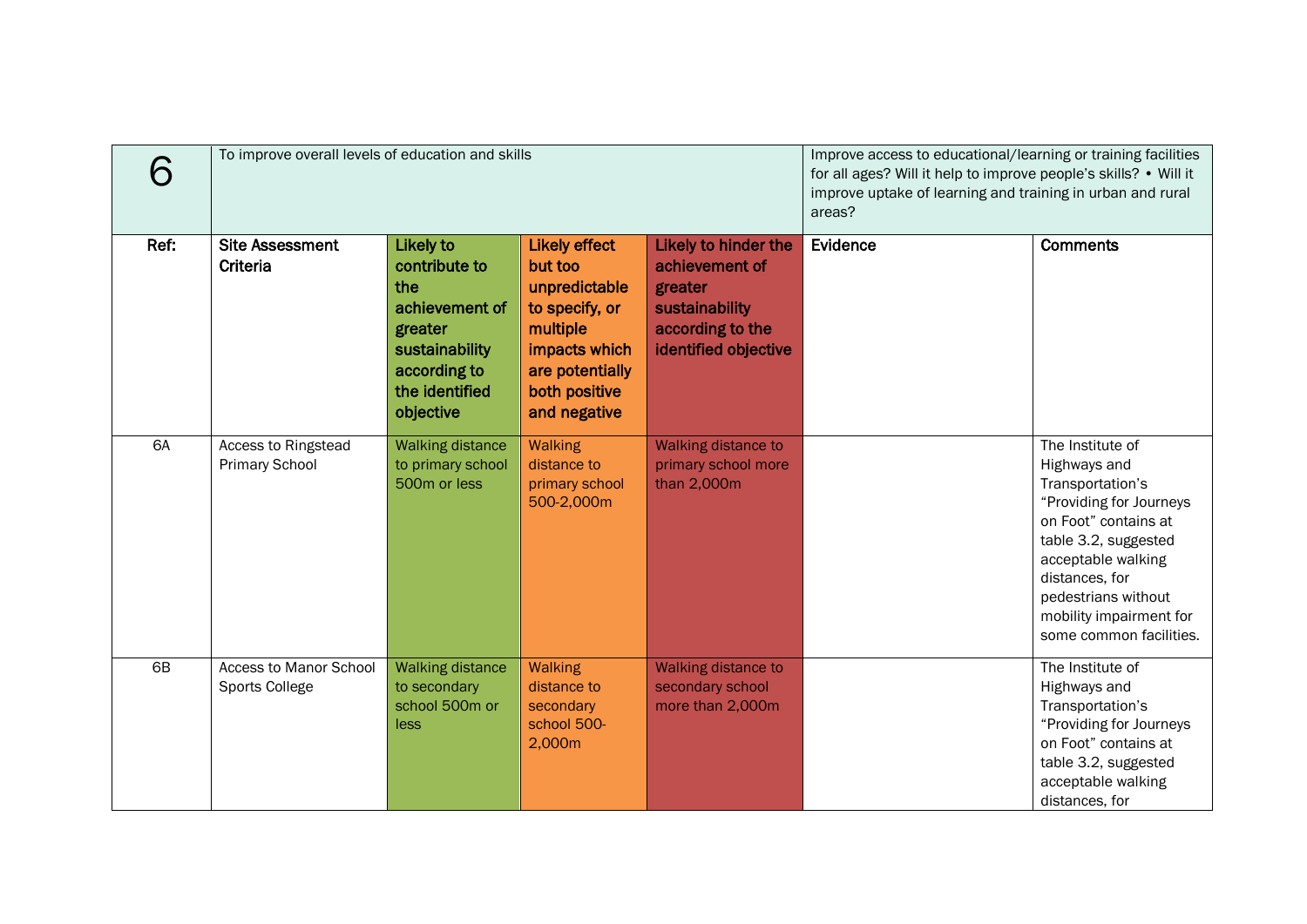| 6 | To improve overall levels of education and skills | | | | Improve access to educational/learning or training facilities for all ages? Will it help to improve people's skills? • Will it improve uptake of learning and training in urban and rural areas? | |
|---|---|---|---|---|---|---|
| **Ref:** | **Site Assessment Criteria** | **Likely to contribute to the achievement of greater sustainability according to the identified objective** | **Likely effect but too unpredictable to specify, or multiple impacts which are potentially both positive and negative** | **Likely to hinder the achievement of greater sustainability according to the identified objective** | **Evidence** | **Comments** |
| 6A | Access to Ringstead Primary School | Walking distance to primary school 500m or less | Walking distance to primary school 500-2,000m | Walking distance to primary school more than 2,000m | | The Institute of Highways and Transportation's "Providing for Journeys on Foot" contains at table 3.2, suggested acceptable walking distances, for pedestrians without mobility impairment for some common facilities. |
| 6B | Access to Manor School Sports College | Walking distance to secondary school 500m or less | Walking distance to secondary school 500-2,000m | Walking distance to secondary school more than 2,000m | | The Institute of Highways and Transportation's "Providing for Journeys on Foot" contains at table 3.2, suggested acceptable walking distances, for |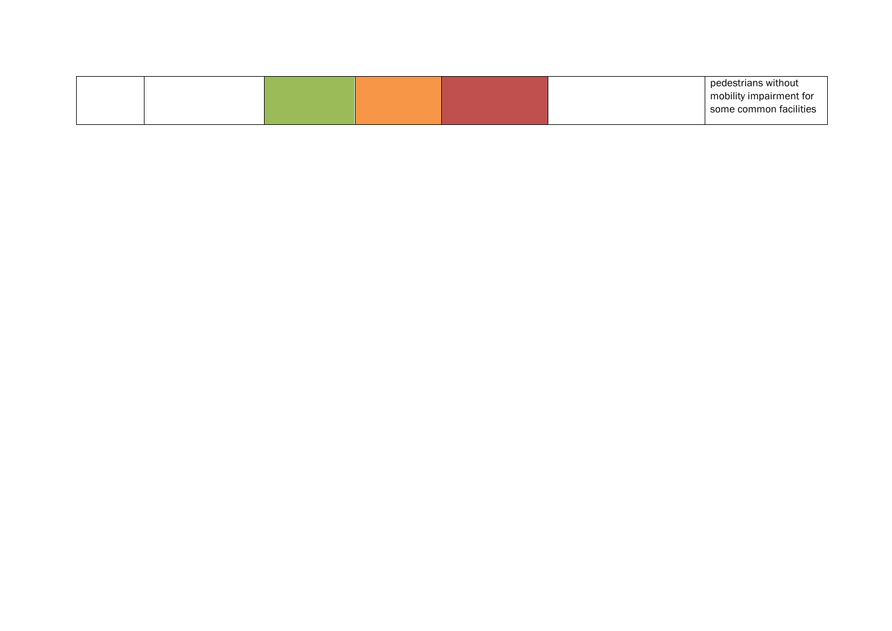| | | | | | | |
|---|---|---|---|---|---|---|
| | | | | | | pedestrians without mobility impairment for some common facilities |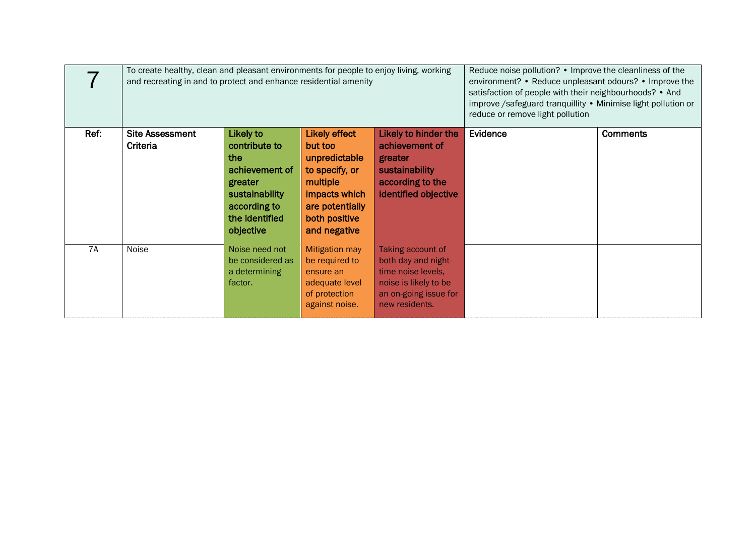| 7 | To create healthy, clean and pleasant environments for people to enjoy living, working and recreating in and to protect and enhance residential amenity | | | | Reduce noise pollution? • Improve the cleanliness of the environment? • Reduce unpleasant odours? • Improve the satisfaction of people with their neighbourhoods? • And improve /safeguard tranquillity • Minimise light pollution or reduce or remove light pollution | |
|---|---|---|---|---|---|---|
| **Ref:** | **Site Assessment Criteria** | **Likely to contribute to the achievement of greater sustainability according to the identified objective** | **Likely effect but too unpredictable to specify, or multiple impacts which are potentially both positive and negative** | **Likely to hinder the achievement of greater sustainability according to the identified objective** | **Evidence** | **Comments** |
| 7A | Noise | Noise need not be considered as a determining factor. | Mitigation may be required to ensure an adequate level of protection against noise. | Taking account of both day and night-time noise levels, noise is likely to be an on-going issue for new residents. | | |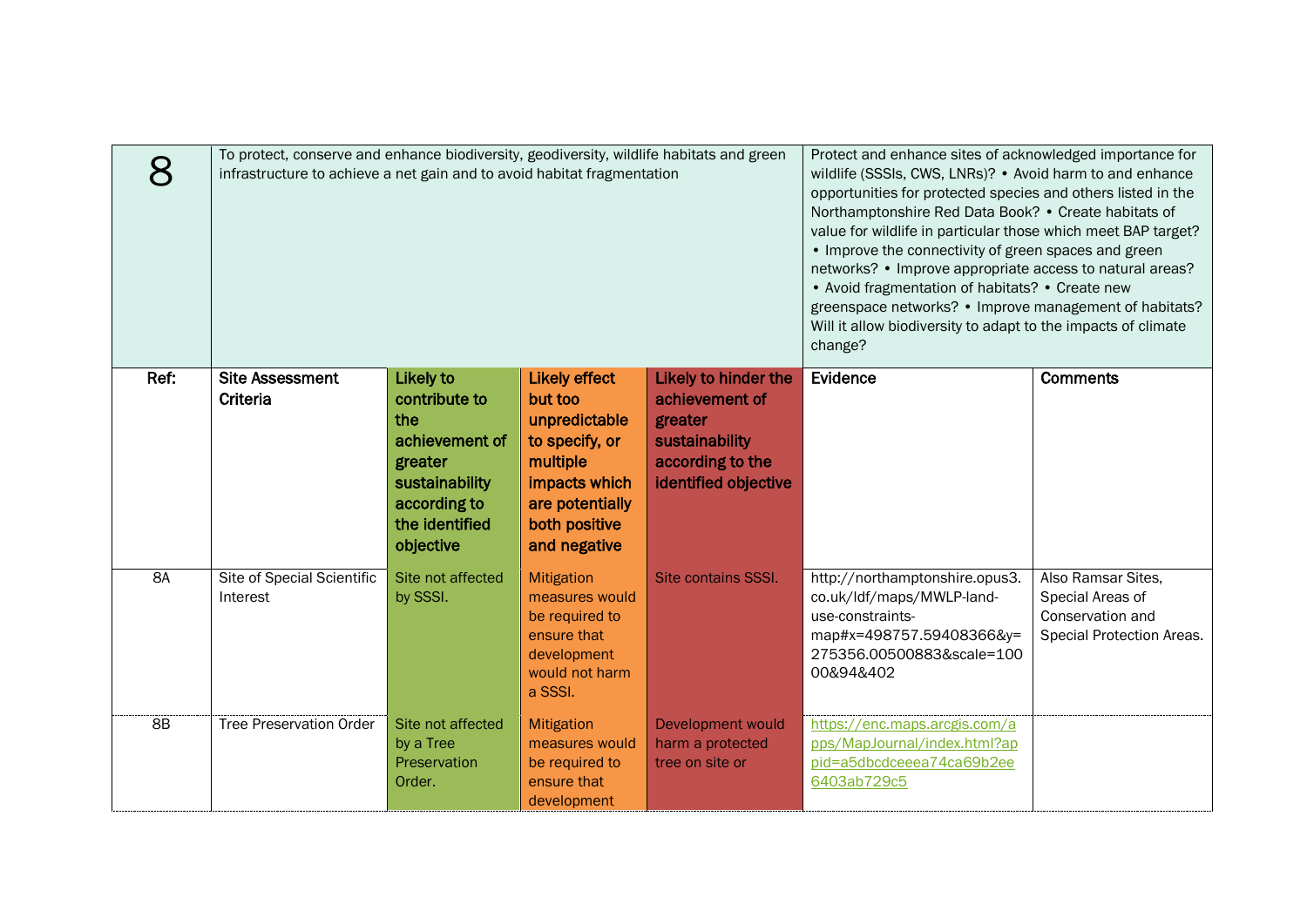| 8 | To protect, conserve and enhance biodiversity, geodiversity, wildlife habitats and green infrastructure to achieve a net gain and to avoid habitat fragmentation | | | | Protect and enhance sites of acknowledged importance for wildlife (SSSIs, CWS, LNRs)? • Avoid harm to and enhance opportunities for protected species and others listed in the Northamptonshire Red Data Book? • Create habitats of value for wildlife in particular those which meet BAP target? • Improve the connectivity of green spaces and green networks? • Improve appropriate access to natural areas? • Avoid fragmentation of habitats? • Create new greenspace networks? • Improve management of habitats? Will it allow biodiversity to adapt to the impacts of climate change? | |
|---|---|---|---|---|---|---|
| **Ref:** | **Site Assessment Criteria** | **Likely to contribute to the achievement of greater sustainability according to the identified objective** | **Likely effect but too unpredictable to specify, or multiple impacts which are potentially both positive and negative** | **Likely to hinder the achievement of greater sustainability according to the identified objective** | **Evidence** | **Comments** |
| 8A | Site of Special Scientific Interest | Site not affected by SSSI. | Mitigation measures would be required to ensure that development would not harm a SSSI. | Site contains SSSI. | http://northamptonshire.opus3.co.uk/ldf/maps/MWLP-land-use-constraints-map#x=498757.59408366&y=275356.00500883&scale=10000&94&402 | Also Ramsar Sites, Special Areas of Conservation and Special Protection Areas. |
| 8B | Tree Preservation Order | Site not affected by a Tree Preservation Order. | Mitigation measures would be required to ensure that development | Development would harm a protected tree on site or | https://enc.maps.arcgis.com/apps/MapJournal/index.html?appid=a5dbcdceeea74ca69b2ee6403ab729c5 | |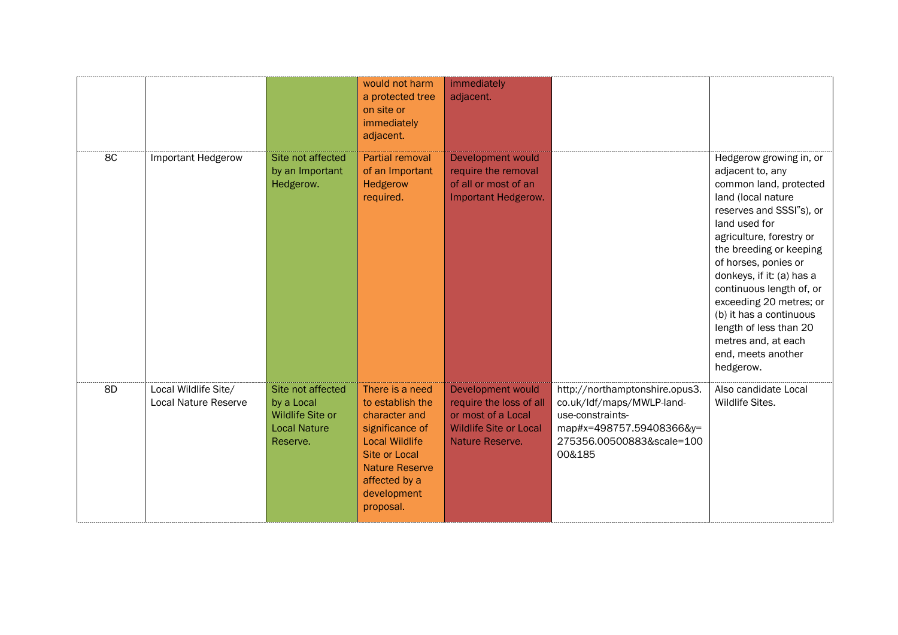| | | | | | | |
|---|---|---|---|---|---|---|
| | | | would not harm a protected tree on site or immediately adjacent. | immediately adjacent. | | |
| 8C | Important Hedgerow | Site not affected by an Important Hedgerow. | Partial removal of an Important Hedgerow required. | Development would require the removal of all or most of an Important Hedgerow. | | Hedgerow growing in, or adjacent to, any common land, protected land (local nature reserves and SSSI"s), or land used for agriculture, forestry or the breeding or keeping of horses, ponies or donkeys, if it: (a) has a continuous length of, or exceeding 20 metres; or (b) it has a continuous length of less than 20 metres and, at each end, meets another hedgerow. |
| 8D | Local Wildlife Site/ Local Nature Reserve | Site not affected by a Local Wildlife Site or Local Nature Reserve. | There is a need to establish the character and significance of Local Wildlife Site or Local Nature Reserve affected by a development proposal. | Development would require the loss of all or most of a Local Wildlife Site or Local Nature Reserve. | http://northamptonshire.opus3.co.uk/ldf/maps/MWLP-land-use-constraints-map#x=498757.59408366&y=275356.00500883&scale=10000&185 | Also candidate Local Wildlife Sites. |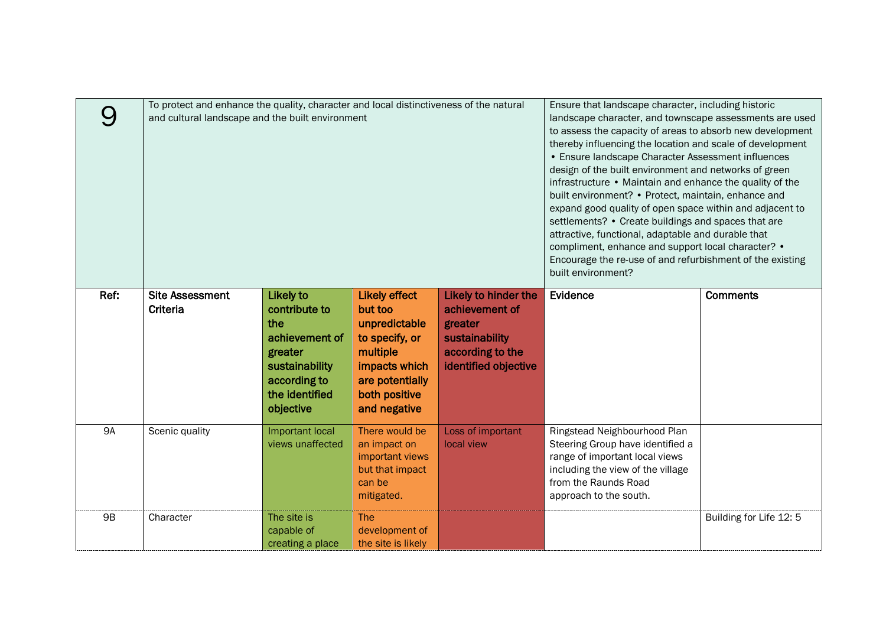| 9 | To protect and enhance the quality, character and local distinctiveness of the natural and cultural landscape and the built environment | | | | Ensure that landscape character, including historic landscape character, and townscape assessments are used to assess the capacity of areas to absorb new development thereby influencing the location and scale of development • Ensure landscape Character Assessment influences design of the built environment and networks of green infrastructure • Maintain and enhance the quality of the built environment? • Protect, maintain, enhance and expand good quality of open space within and adjacent to settlements? • Create buildings and spaces that are attractive, functional, adaptable and durable that compliment, enhance and support local character? • Encourage the re-use of and refurbishment of the existing built environment? | |
|---|---|---|---|---|---|---|
| **Ref:** | **Site Assessment Criteria** | **Likely to contribute to the achievement of greater sustainability according to the identified objective** | **Likely effect but too unpredictable to specify, or multiple impacts which are potentially both positive and negative** | **Likely to hinder the achievement of greater sustainability according to the identified objective** | **Evidence** | **Comments** |
| 9A | Scenic quality | Important local views unaffected | There would be an impact on important views but that impact can be mitigated. | Loss of important local view | Ringstead Neighbourhood Plan Steering Group have identified a range of important local views including the view of the village from the Raunds Road approach to the south. | |
| 9B | Character | The site is capable of creating a place | The development of the site is likely | | | Building for Life 12: 5 |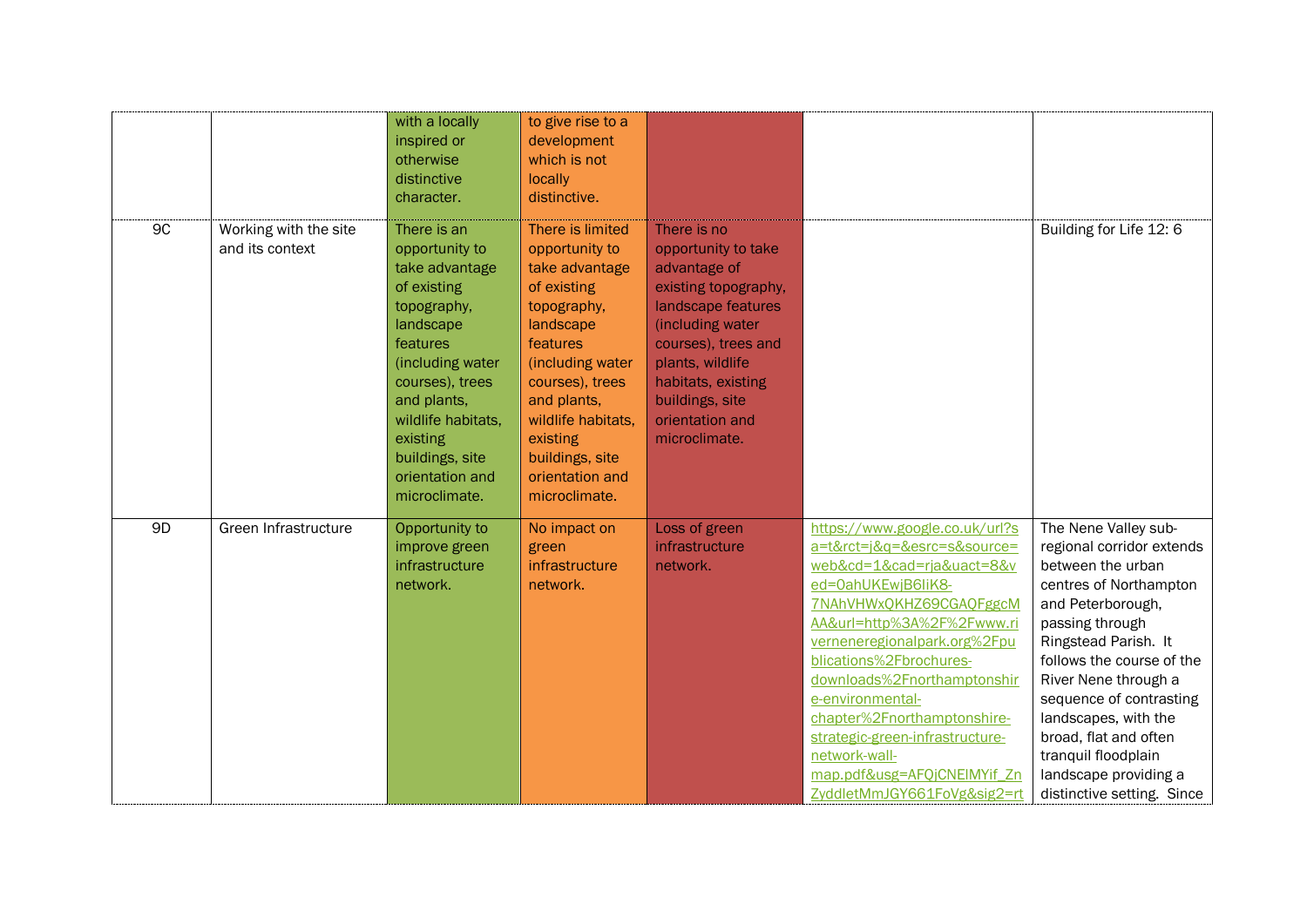|  |  |  |  |  |  |  |
|---|---|---|---|---|---|---|
|  |  | with a locally inspired or otherwise distinctive character. | to give rise to a development which is not locally distinctive. |  |  |  |
| 9C | Working with the site and its context | There is an opportunity to take advantage of existing topography, landscape features (including water courses), trees and plants, wildlife habitats, existing buildings, site orientation and microclimate. | There is limited opportunity to take advantage of existing topography, landscape features (including water courses), trees and plants, wildlife habitats, existing buildings, site orientation and microclimate. | There is no opportunity to take advantage of existing topography, landscape features (including water courses), trees and plants, wildlife habitats, existing buildings, site orientation and microclimate. |  | Building for Life 12: 6 |
| 9D | Green Infrastructure | Opportunity to improve green infrastructure network. | No impact on green infrastructure network. | Loss of green infrastructure network. | https://www.google.co.uk/url?sa=t&rct=j&q=&esrc=s&source=web&cd=1&cad=rja&uact=8&ved=0ahUKEwjB6IiK8-7NAhVHWxQKHZ69CGAQFggcMAA&url=http%3A%2F%2Fwww.riverneneregionalpark.org%2Fpublications%2Fbrochures-downloads%2Fnorthamptonshire-environmental-chapter%2Fnorthamptonshire-strategic-green-infrastructure-network-wall-map.pdf&usg=AFQjCNElMYif_ZnZyddletMmJGY661FoVg&sig2=rt | The Nene Valley sub-regional corridor extends between the urban centres of Northampton and Peterborough, passing through Ringstead Parish. It follows the course of the River Nene through a sequence of contrasting landscapes, with the broad, flat and often tranquil floodplain landscape providing a distinctive setting. Since |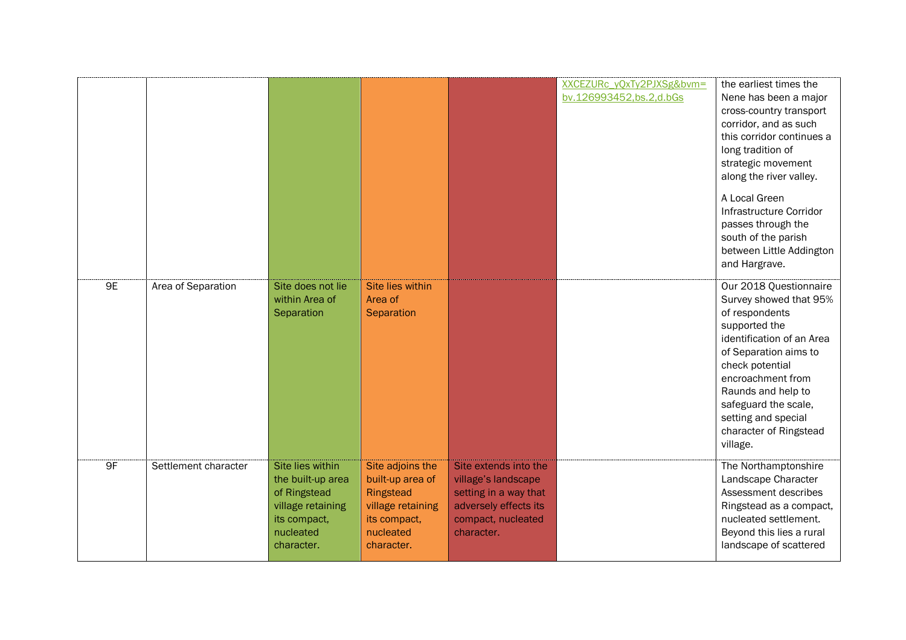| | | | | | | |
|---|---|---|---|---|---|---|
| | | | | | XXCEZURc_yQxTy2PJXSg&bvm=bv.126993452,bs.2,d.bGs | the earliest times the Nene has been a major cross-country transport corridor, and as such this corridor continues a long tradition of strategic movement along the river valley.<br><br>A Local Green Infrastructure Corridor passes through the south of the parish between Little Addington and Hargrave. |
| 9E | Area of Separation | Site does not lie within Area of Separation | Site lies within Area of Separation | | | Our 2018 Questionnaire Survey showed that 95% of respondents supported the identification of an Area of Separation aims to check potential encroachment from Raunds and help to safeguard the scale, setting and special character of Ringstead village. |
| 9F | Settlement character | Site lies within the built-up area of Ringstead village retaining its compact, nucleated character. | Site adjoins the built-up area of Ringstead village retaining its compact, nucleated character. | Site extends into the village's landscape setting in a way that adversely effects its compact, nucleated character. | | The Northamptonshire Landscape Character Assessment describes Ringstead as a compact, nucleated settlement. Beyond this lies a rural landscape of scattered |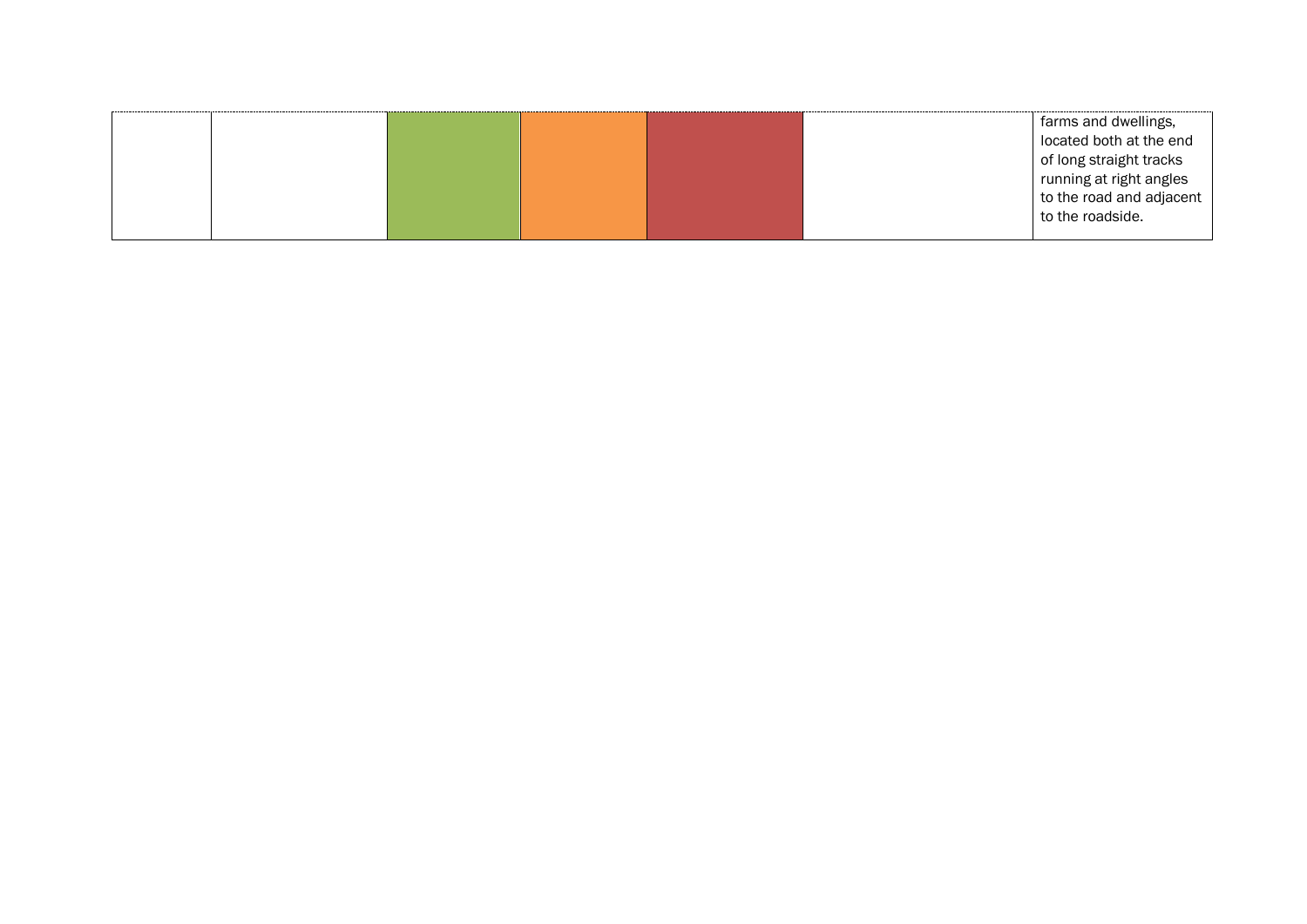| | | | | | | |
|---|---|---|---|---|---|---|
| | | | | | | farms and dwellings, located both at the end of long straight tracks running at right angles to the road and adjacent to the roadside. |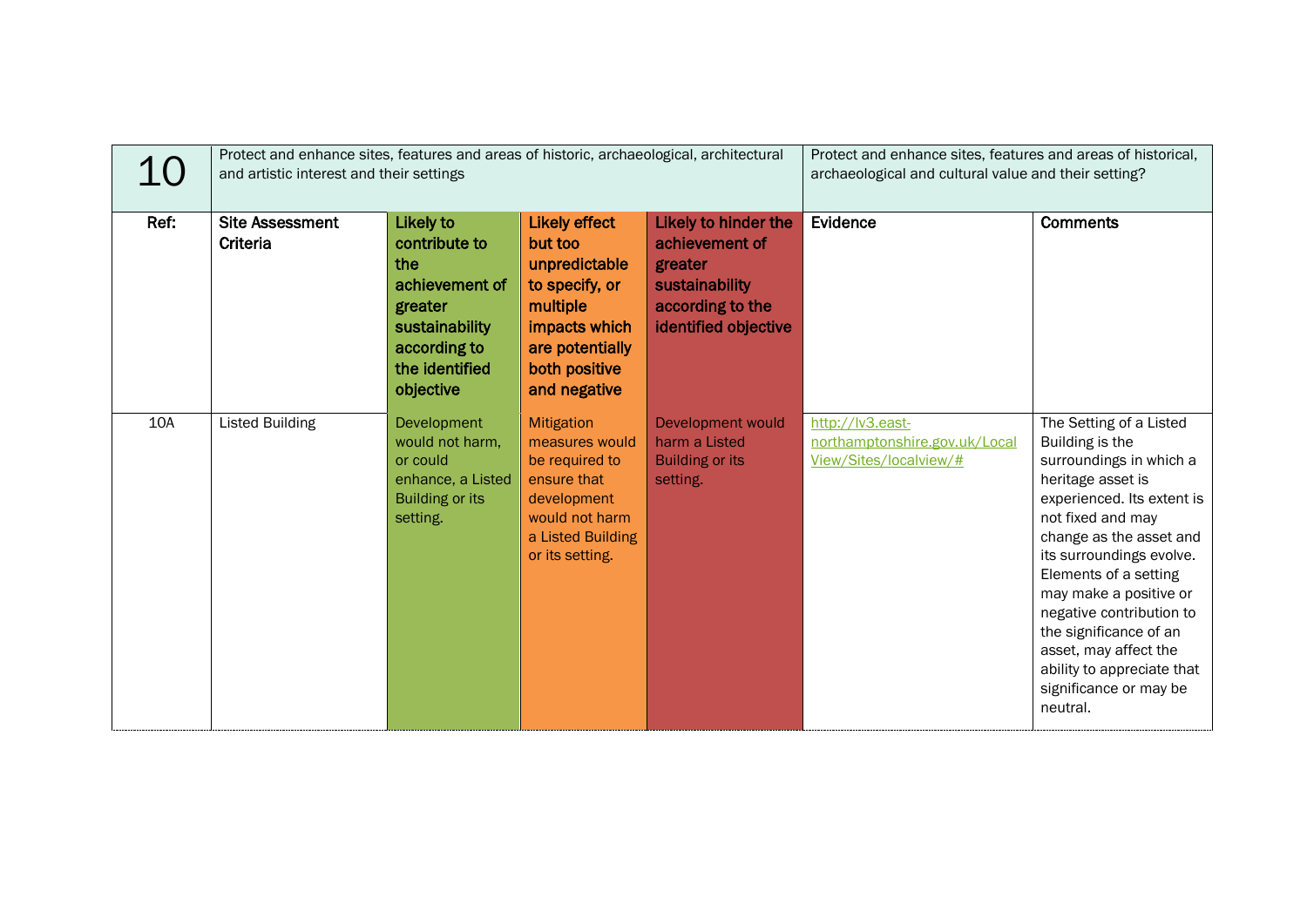| 10 | Protect and enhance sites, features and areas of historic, archaeological, architectural and artistic interest and their settings | | | | Protect and enhance sites, features and areas of historical, archaeological and cultural value and their setting? | |
|---|---|---|---|---|---|---|
| **Ref:** | **Site Assessment Criteria** | **Likely to contribute to the achievement of greater sustainability according to the identified objective** | **Likely effect but too unpredictable to specify, or multiple impacts which are potentially both positive and negative** | **Likely to hinder the achievement of greater sustainability according to the identified objective** | **Evidence** | **Comments** |
| 10A | Listed Building | Development would not harm, or could enhance, a Listed Building or its setting. | Mitigation measures would be required to ensure that development would not harm a Listed Building or its setting. | Development would harm a Listed Building or its setting. | http://lv3.east-northamptonshire.gov.uk/LocalView/Sites/localview/# | The Setting of a Listed Building is the surroundings in which a heritage asset is experienced. Its extent is not fixed and may change as the asset and its surroundings evolve. Elements of a setting may make a positive or negative contribution to the significance of an asset, may affect the ability to appreciate that significance or may be neutral. |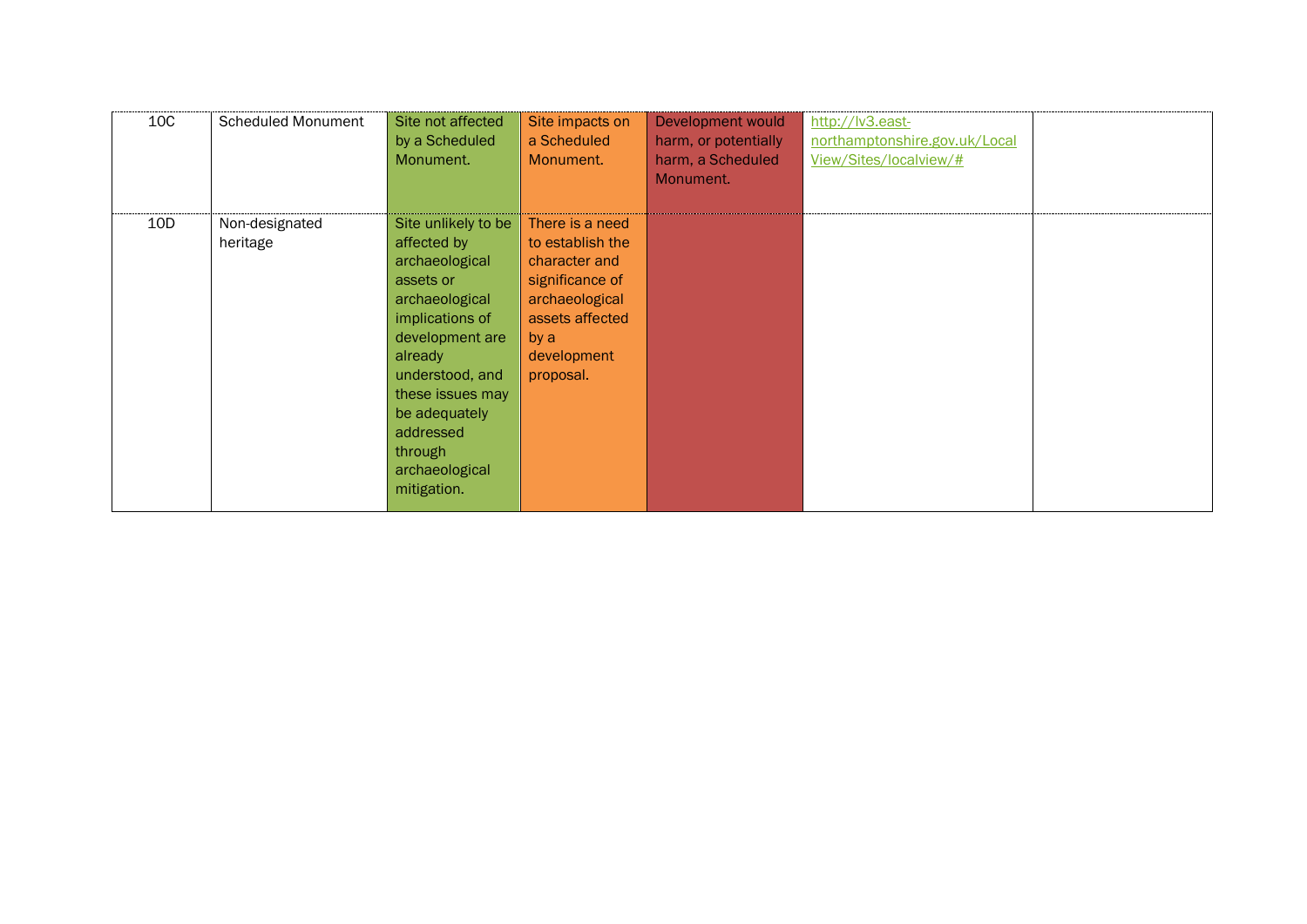| 10C | Scheduled Monument | Site not affected by a Scheduled Monument. | Site impacts on a Scheduled Monument. | Development would harm, or potentially harm, a Scheduled Monument. | http://lv3.east-northamptonshire.gov.uk/LocalView/Sites/localview/# | |
|---|---|---|---|---|---|---|
| 10D | Non-designated heritage | Site unlikely to be affected by archaeological assets or archaeological implications of development are already understood, and these issues may be adequately addressed through archaeological mitigation. | There is a need to establish the character and significance of archaeological assets affected by a development proposal. | | | |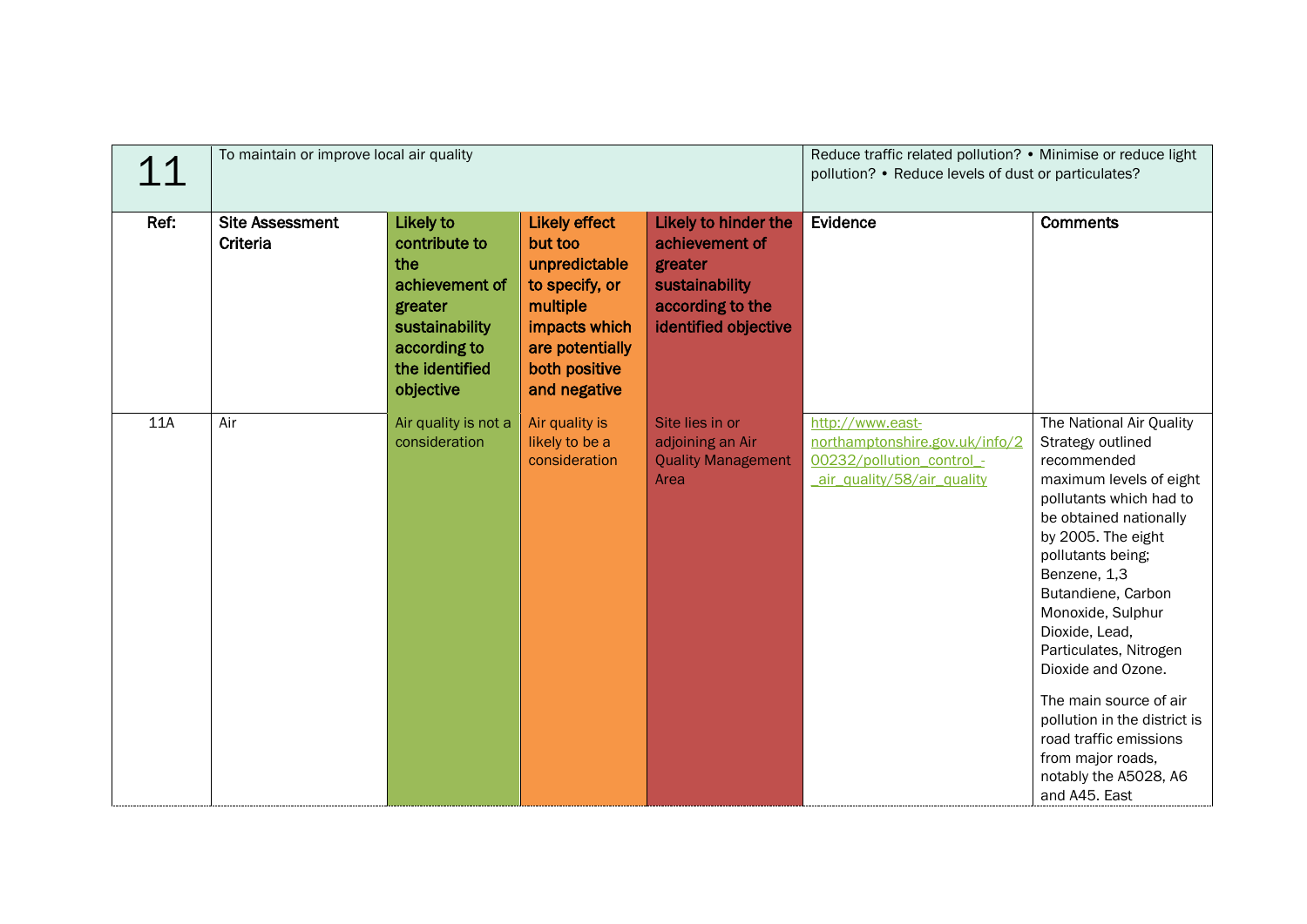| 11 | To maintain or improve local air quality | | | | Reduce traffic related pollution? • Minimise or reduce light pollution? • Reduce levels of dust or particulates? | |
|---|---|---|---|---|---|---|
| **Ref:** | **Site Assessment Criteria** | **Likely to contribute to the achievement of greater sustainability according to the identified objective** | **Likely effect but too unpredictable to specify, or multiple impacts which are potentially both positive and negative** | **Likely to hinder the achievement of greater sustainability according to the identified objective** | **Evidence** | **Comments** |
| 11A | Air | Air quality is not a consideration | Air quality is likely to be a consideration | Site lies in or adjoining an Air Quality Management Area | http://www.east-northamptonshire.gov.uk/info/200232/pollution_control_-_air_quality/58/air_quality | The National Air Quality Strategy outlined recommended maximum levels of eight pollutants which had to be obtained nationally by 2005. The eight pollutants being; Benzene, 1,3 Butandiene, Carbon Monoxide, Sulphur Dioxide, Lead, Particulates, Nitrogen Dioxide and Ozone.<br><br>The main source of air pollution in the district is road traffic emissions from major roads, notably the A5028, A6 and A45. East |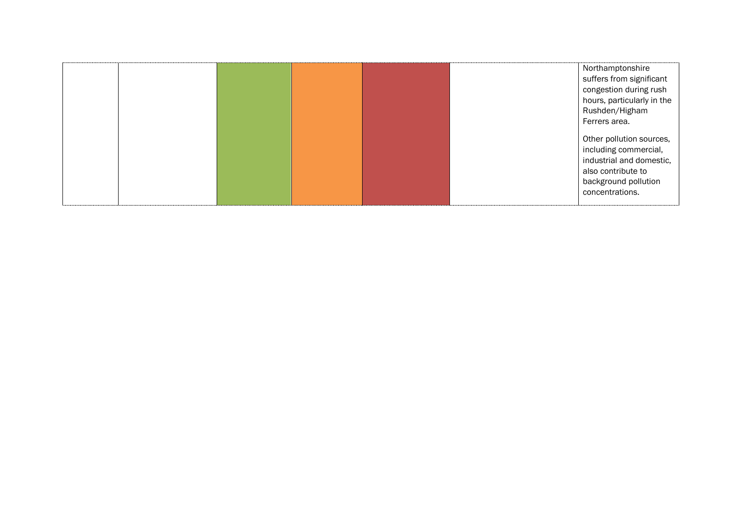| | | | | | | |
|---|---|---|---|---|---|---|
| | | | | | | Northamptonshire suffers from significant congestion during rush hours, particularly in the Rushden/Higham Ferrers area.<br><br>Other pollution sources, including commercial, industrial and domestic, also contribute to background pollution concentrations. |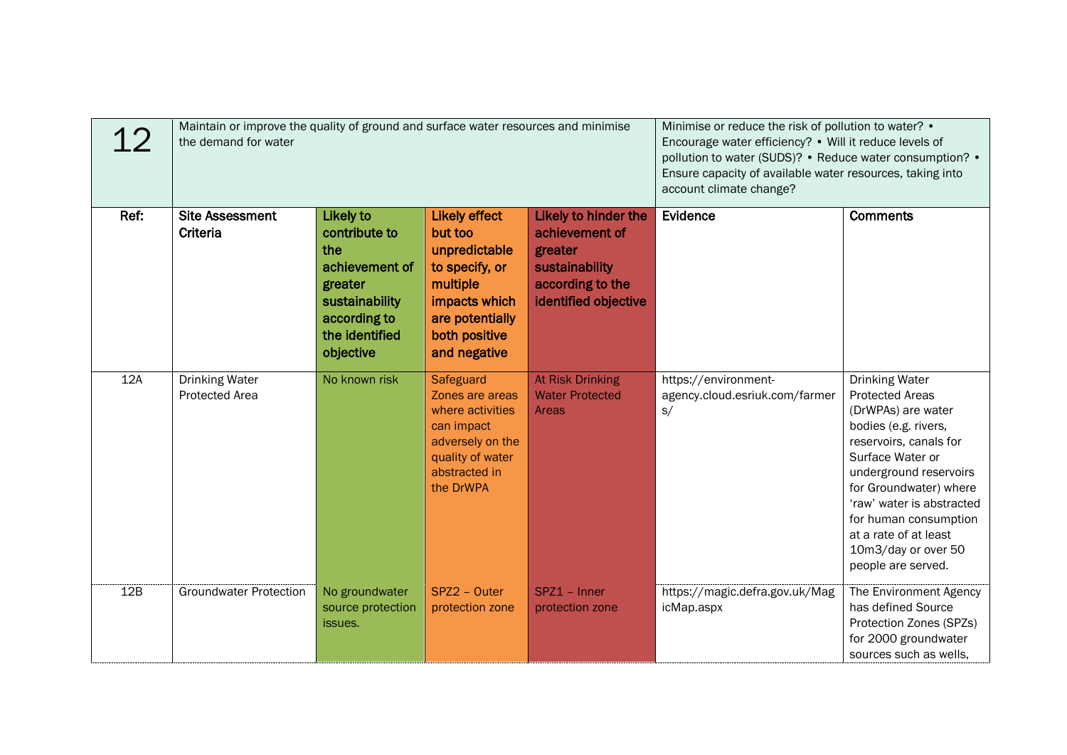| 12 | Maintain or improve the quality of ground and surface water resources and minimise the demand for water | | | | Minimise or reduce the risk of pollution to water? • Encourage water efficiency? • Will it reduce levels of pollution to water (SUDS)? • Reduce water consumption? • Ensure capacity of available water resources, taking into account climate change? | |
|---|---|---|---|---|---|---|
| **Ref:** | **Site Assessment Criteria** | **Likely to contribute to the achievement of greater sustainability according to the identified objective** | **Likely effect but too unpredictable to specify, or multiple impacts which are potentially both positive and negative** | **Likely to hinder the achievement of greater sustainability according to the identified objective** | **Evidence** | **Comments** |
| 12A | Drinking Water Protected Area | No known risk | Safeguard Zones are areas where activities can impact adversely on the quality of water abstracted in the DrWPA | At Risk Drinking Water Protected Areas | https://environment-agency.cloud.esriuk.com/farmers/ | Drinking Water Protected Areas (DrWPAs) are water bodies (e.g. rivers, reservoirs, canals for Surface Water or underground reservoirs for Groundwater) where 'raw' water is abstracted for human consumption at a rate of at least 10m3/day or over 50 people are served. |
| 12B | Groundwater Protection | No groundwater source protection issues. | SPZ2 – Outer protection zone | SPZ1 – Inner protection zone | https://magic.defra.gov.uk/MagicMap.aspx | The Environment Agency has defined Source Protection Zones (SPZs) for 2000 groundwater sources such as wells, |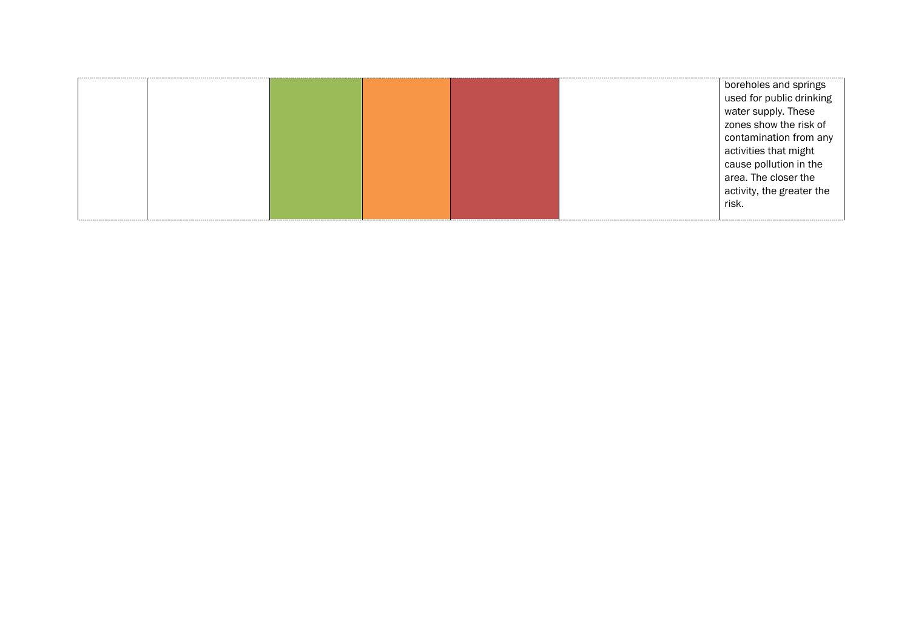|  |  |  |  |  |  |  |
|---|---|---|---|---|---|---|
|  |  |  |  |  |  | boreholes and springs used for public drinking water supply. These zones show the risk of contamination from any activities that might cause pollution in the area. The closer the activity, the greater the risk. |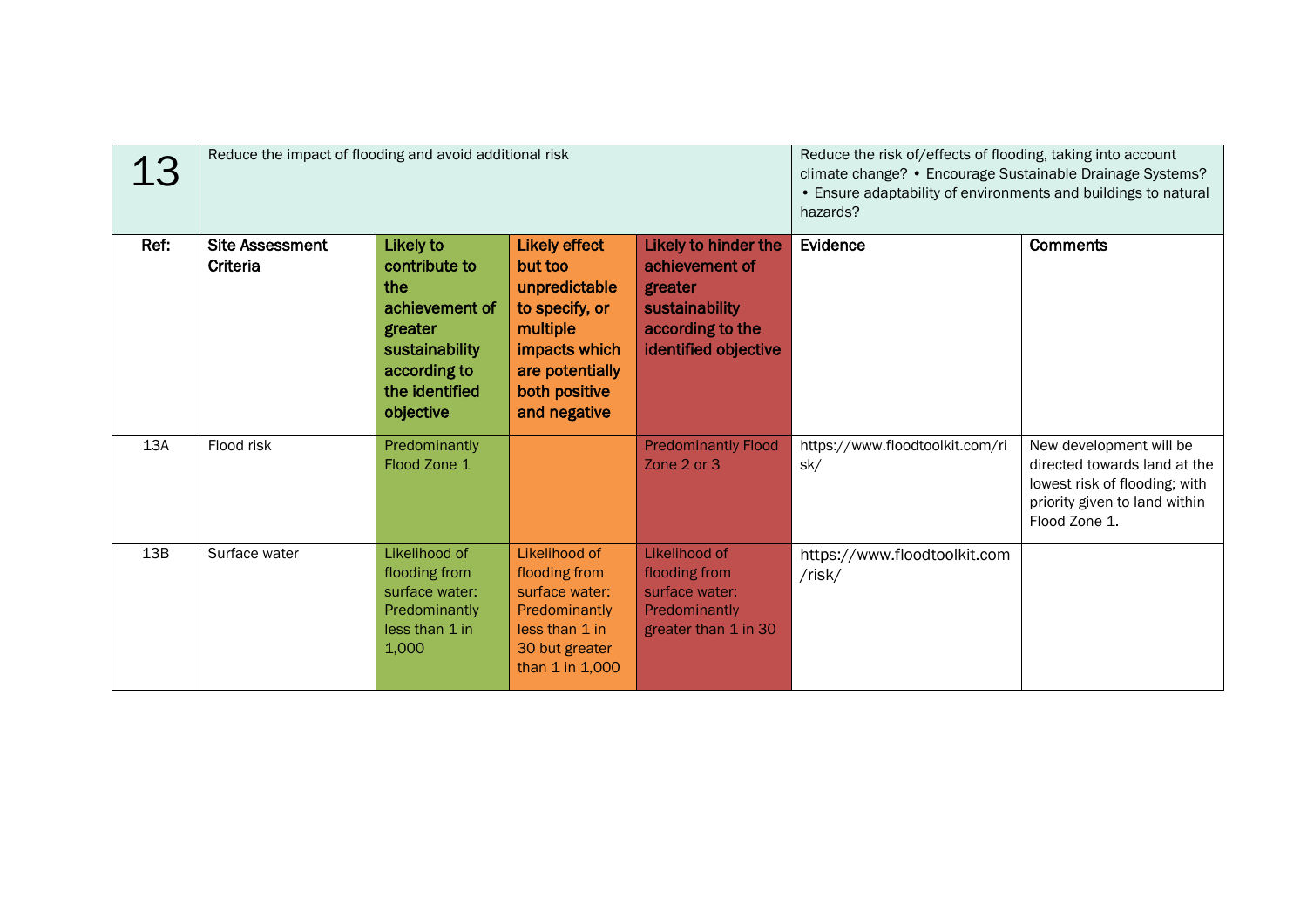| 13 | Reduce the impact of flooding and avoid additional risk | | | | Reduce the risk of/effects of flooding, taking into account climate change? • Encourage Sustainable Drainage Systems? • Ensure adaptability of environments and buildings to natural hazards? | |
|---|---|---|---|---|---|---|
| **Ref:** | **Site Assessment Criteria** | **Likely to contribute to the achievement of greater sustainability according to the identified objective** | **Likely effect but too unpredictable to specify, or multiple impacts which are potentially both positive and negative** | **Likely to hinder the achievement of greater sustainability according to the identified objective** | **Evidence** | **Comments** |
| 13A | Flood risk | Predominantly Flood Zone 1 | | Predominantly Flood Zone 2 or 3 | https://www.floodtoolkit.com/risk/ | New development will be directed towards land at the lowest risk of flooding; with priority given to land within Flood Zone 1. |
| 13B | Surface water | Likelihood of flooding from surface water: Predominantly less than 1 in 1,000 | Likelihood of flooding from surface water: Predominantly less than 1 in 30 but greater than 1 in 1,000 | Likelihood of flooding from surface water: Predominantly greater than 1 in 30 | https://www.floodtoolkit.com/risk/ | |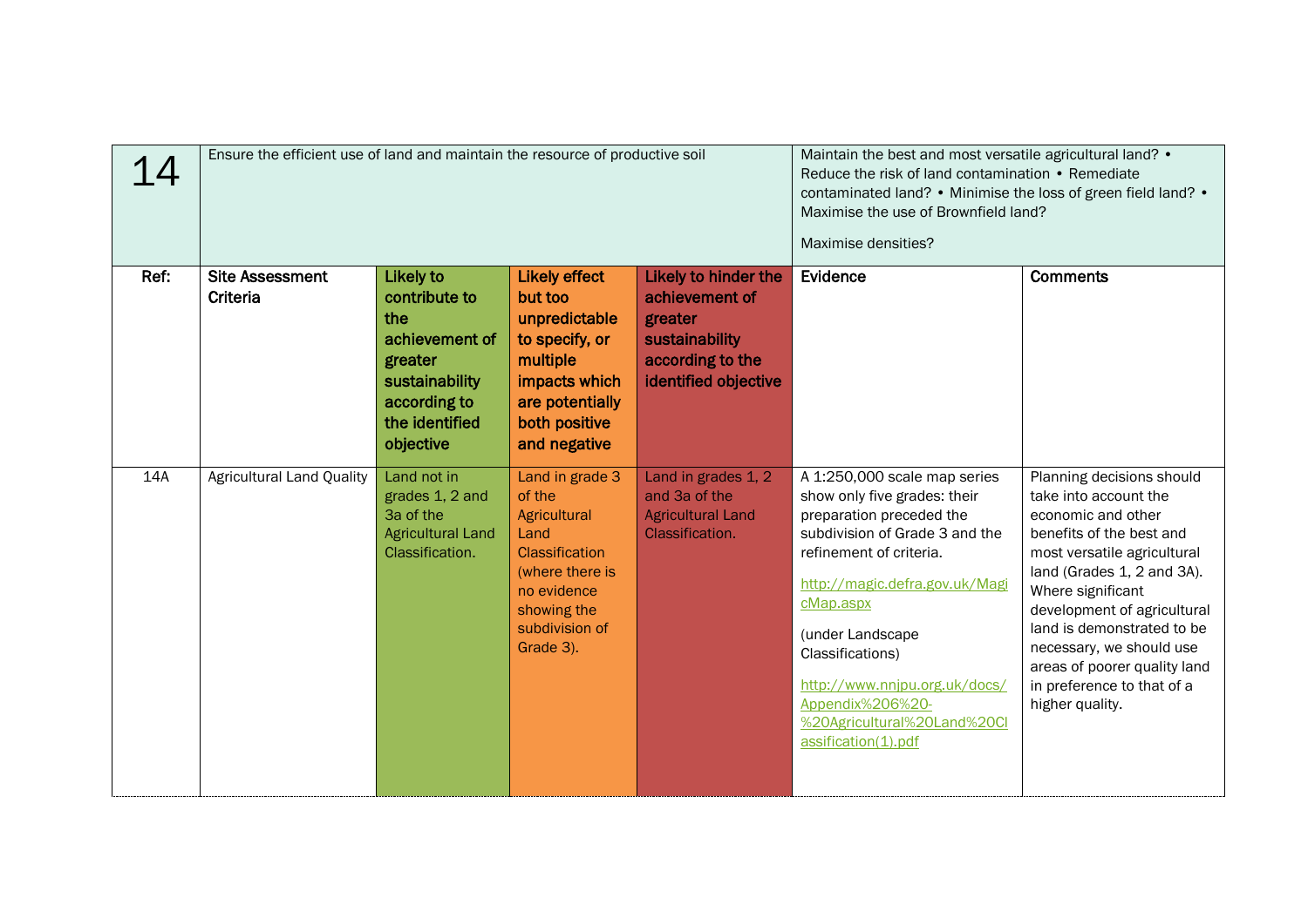| 14 | Ensure the efficient use of land and maintain the resource of productive soil | | | | Maintain the best and most versatile agricultural land? • Reduce the risk of land contamination • Remediate contaminated land? • Minimise the loss of green field land? • Maximise the use of Brownfield land?<br><br>Maximise densities? | |
|---|---|---|---|---|---|---|
| **Ref:** | **Site Assessment Criteria** | **Likely to contribute to the achievement of greater sustainability according to the identified objective** | **Likely effect but too unpredictable to specify, or multiple impacts which are potentially both positive and negative** | **Likely to hinder the achievement of greater sustainability according to the identified objective** | **Evidence** | **Comments** |
| 14A | Agricultural Land Quality | Land not in grades 1, 2 and 3a of the Agricultural Land Classification. | Land in grade 3 of the Agricultural Land Classification (where there is no evidence showing the subdivision of Grade 3). | Land in grades 1, 2 and 3a of the Agricultural Land Classification. | A 1:250,000 scale map series show only five grades: their preparation preceded the subdivision of Grade 3 and the refinement of criteria.<br><br>http://magic.defra.gov.uk/MagicMap.aspx<br><br>(under Landscape Classifications)<br><br>http://www.nnjpu.org.uk/docs/Appendix%206%20-%20Agricultural%20Land%20Classification(1).pdf | Planning decisions should take into account the economic and other benefits of the best and most versatile agricultural land (Grades 1, 2 and 3A). Where significant development of agricultural land is demonstrated to be necessary, we should use areas of poorer quality land in preference to that of a higher quality. |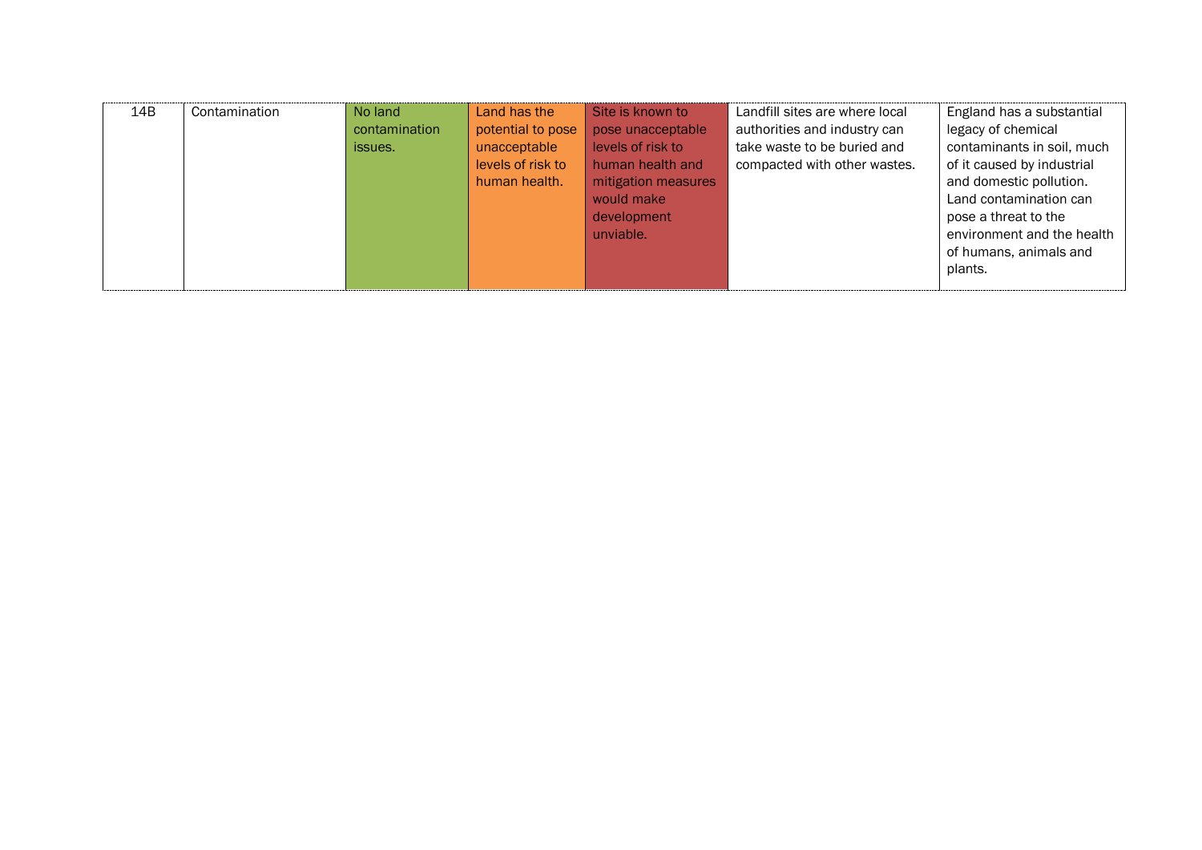| 14B | Contamination | No land contamination issues. | Land has the potential to pose unacceptable levels of risk to human health. | Site is known to pose unacceptable levels of risk to human health and mitigation measures would make development unviable. | Landfill sites are where local authorities and industry can take waste to be buried and compacted with other wastes. | England has a substantial legacy of chemical contaminants in soil, much of it caused by industrial and domestic pollution. Land contamination can pose a threat to the environment and the health of humans, animals and plants. |
|---|---|---|---|---|---|---|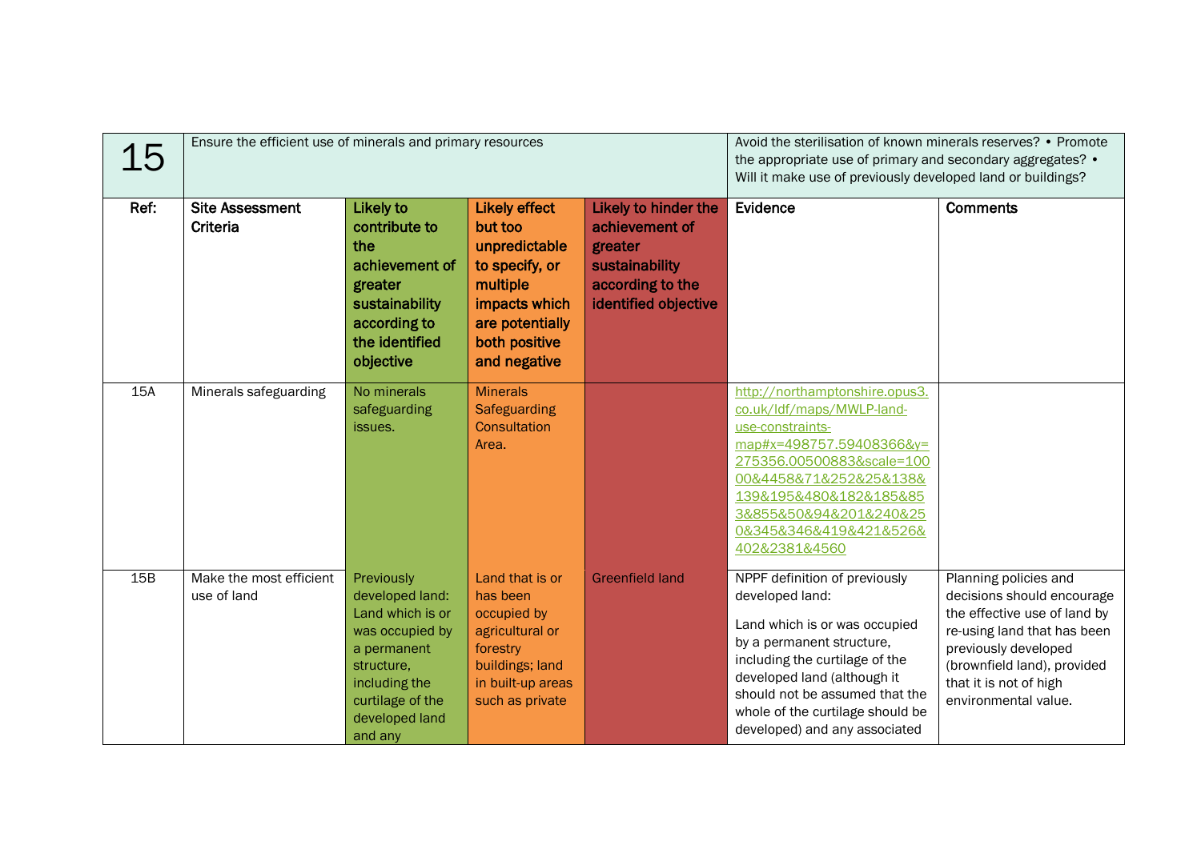| 15 | Ensure the efficient use of minerals and primary resources | | | | Avoid the sterilisation of known minerals reserves? • Promote the appropriate use of primary and secondary aggregates? • Will it make use of previously developed land or buildings? | |
|---|---|---|---|---|---|---|
| **Ref:** | **Site Assessment Criteria** | **Likely to contribute to the achievement of greater sustainability according to the identified objective** | **Likely effect but too unpredictable to specify, or multiple impacts which are potentially both positive and negative** | **Likely to hinder the achievement of greater sustainability according to the identified objective** | **Evidence** | **Comments** |
| 15A | Minerals safeguarding | No minerals safeguarding issues. | Minerals Safeguarding Consultation Area. | | http://northamptonshire.opus3.co.uk/ldf/maps/MWLP-land-use-constraints-map#x=498757.59408366&y=275356.00500883&scale=10000&4458&71&252&25&138&139&195&480&182&185&853&855&50&94&201&240&250&345&346&419&421&526&402&2381&4560 | |
| 15B | Make the most efficient use of land | Previously developed land: Land which is or was occupied by a permanent structure, including the curtilage of the developed land and any | Land that is or has been occupied by agricultural or forestry buildings; land in built-up areas such as private | Greenfield land | NPPF definition of previously developed land: Land which is or was occupied by a permanent structure, including the curtilage of the developed land (although it should not be assumed that the whole of the curtilage should be developed) and any associated | Planning policies and decisions should encourage the effective use of land by re-using land that has been previously developed (brownfield land), provided that it is not of high environmental value. |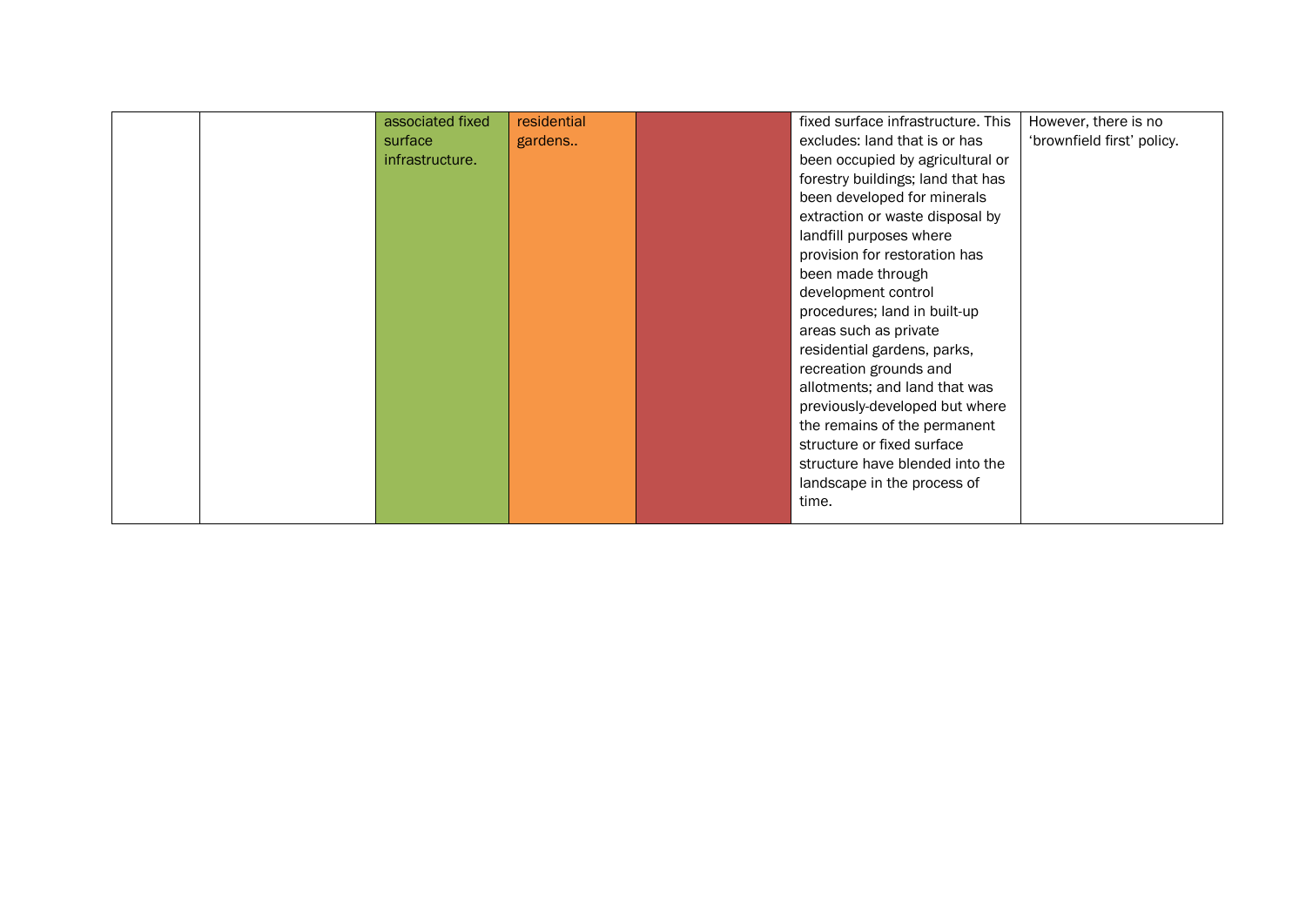|  |  |  |  |  |  |  |
|---|---|---|---|---|---|---|
|  |  | associated fixed surface infrastructure. | residential gardens.. |  | fixed surface infrastructure. This excludes: land that is or has been occupied by agricultural or forestry buildings; land that has been developed for minerals extraction or waste disposal by landfill purposes where provision for restoration has been made through development control procedures; land in built-up areas such as private residential gardens, parks, recreation grounds and allotments; and land that was previously-developed but where the remains of the permanent structure or fixed surface structure have blended into the landscape in the process of time. | However, there is no 'brownfield first' policy. |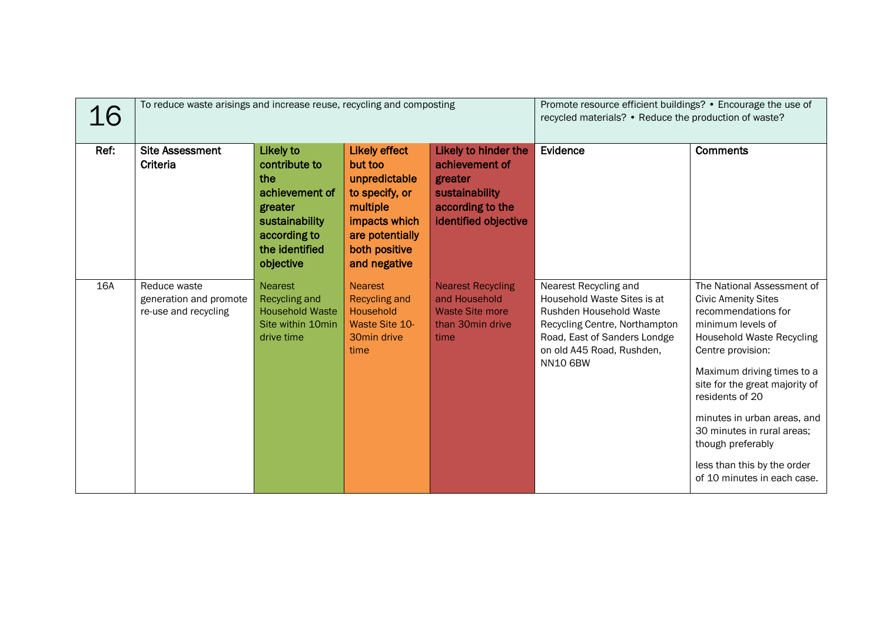| 16 | To reduce waste arisings and increase reuse, recycling and composting | | | | Promote resource efficient buildings? • Encourage the use of recycled materials? • Reduce the production of waste? | |
|---|---|---|---|---|---|---|
| **Ref:** | **Site Assessment Criteria** | **Likely to contribute to the achievement of greater sustainability according to the identified objective** | **Likely effect but too unpredictable to specify, or multiple impacts which are potentially both positive and negative** | **Likely to hinder the achievement of greater sustainability according to the identified objective** | **Evidence** | **Comments** |
| 16A | Reduce waste generation and promote re-use and recycling | Nearest Recycling and Household Waste Site within 10min drive time | Nearest Recycling and Household Waste Site 10-30min drive time | Nearest Recycling and Household Waste Site more than 30min drive time | Nearest Recycling and Household Waste Sites is at Rushden Household Waste Recycling Centre, Northampton Road, East of Sanders Londge on old A45 Road, Rushden, NN10 6BW | The National Assessment of Civic Amenity Sites recommendations for minimum levels of Household Waste Recycling Centre provision:<br><br>Maximum driving times to a site for the great majority of residents of 20<br><br>minutes in urban areas, and 30 minutes in rural areas; though preferably<br><br>less than this by the order of 10 minutes in each case. |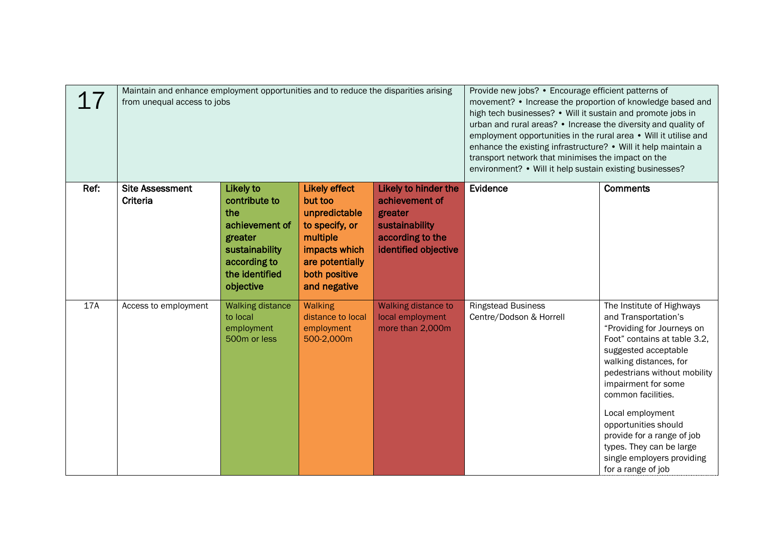| 17 | Maintain and enhance employment opportunities and to reduce the disparities arising from unequal access to jobs | | | | Provide new jobs? • Encourage efficient patterns of movement? • Increase the proportion of knowledge based and high tech businesses? • Will it sustain and promote jobs in urban and rural areas? • Increase the diversity and quality of employment opportunities in the rural area • Will it utilise and enhance the existing infrastructure? • Will it help maintain a transport network that minimises the impact on the environment? • Will it help sustain existing businesses? | |
|---|---|---|---|---|---|---|
| **Ref:** | **Site Assessment Criteria** | **Likely to contribute to the achievement of greater sustainability according to the identified objective** | **Likely effect but too unpredictable to specify, or multiple impacts which are potentially both positive and negative** | **Likely to hinder the achievement of greater sustainability according to the identified objective** | **Evidence** | **Comments** |
| 17A | Access to employment | Walking distance to local employment 500m or less | Walking distance to local employment 500-2,000m | Walking distance to local employment more than 2,000m | Ringstead Business Centre/Dodson & Horrell | The Institute of Highways and Transportation's "Providing for Journeys on Foot" contains at table 3.2, suggested acceptable walking distances, for pedestrians without mobility impairment for some common facilities.<br><br>Local employment opportunities should provide for a range of job types. They can be large single employers providing for a range of job |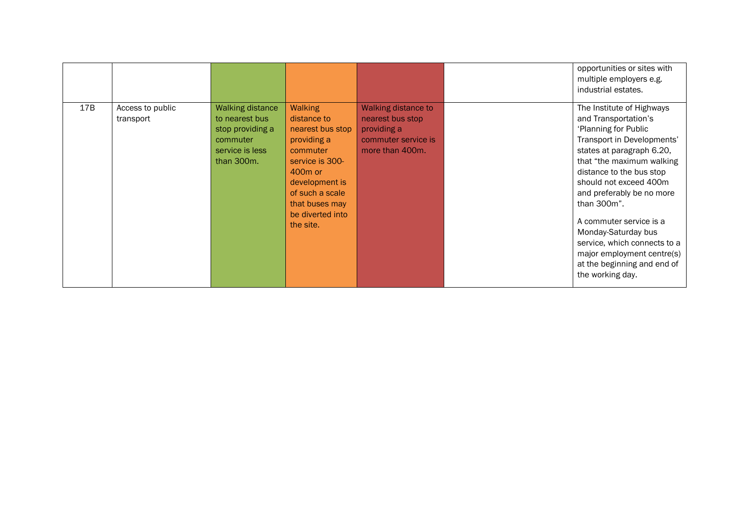| | | | | | | |
|---|---|---|---|---|---|---|
| | | | | | | opportunities or sites with multiple employers e.g. industrial estates. |
| 17B | Access to public transport | Walking distance to nearest bus stop providing a commuter service is less than 300m. | Walking distance to nearest bus stop providing a commuter service is 300-400m or development is of such a scale that buses may be diverted into the site. | Walking distance to nearest bus stop providing a commuter service is more than 400m. | | The Institute of Highways and Transportation's 'Planning for Public Transport in Developments' states at paragraph 6.20, that "the maximum walking distance to the bus stop should not exceed 400m and preferably be no more than 300m".<br><br>A commuter service is a Monday-Saturday bus service, which connects to a major employment centre(s) at the beginning and end of the working day. |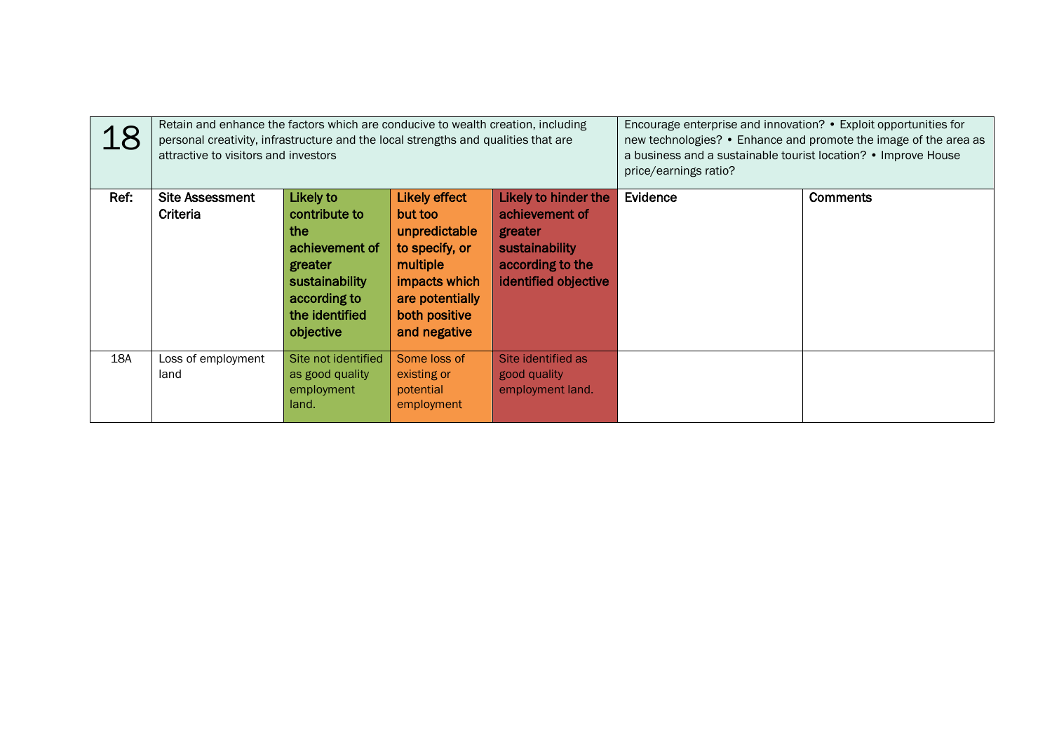| 18 | Retain and enhance the factors which are conducive to wealth creation, including personal creativity, infrastructure and the local strengths and qualities that are attractive to visitors and investors | | | | Encourage enterprise and innovation? • Exploit opportunities for new technologies? • Enhance and promote the image of the area as a business and a sustainable tourist location? • Improve House price/earnings ratio? | |
|---|---|---|---|---|---|---|
| **Ref:** | **Site Assessment Criteria** | **Likely to contribute to the achievement of greater sustainability according to the identified objective** | **Likely effect but too unpredictable to specify, or multiple impacts which are potentially both positive and negative** | **Likely to hinder the achievement of greater sustainability according to the identified objective** | **Evidence** | **Comments** |
| 18A | Loss of employment land | Site not identified as good quality employment land. | Some loss of existing or potential employment | Site identified as good quality employment land. | | |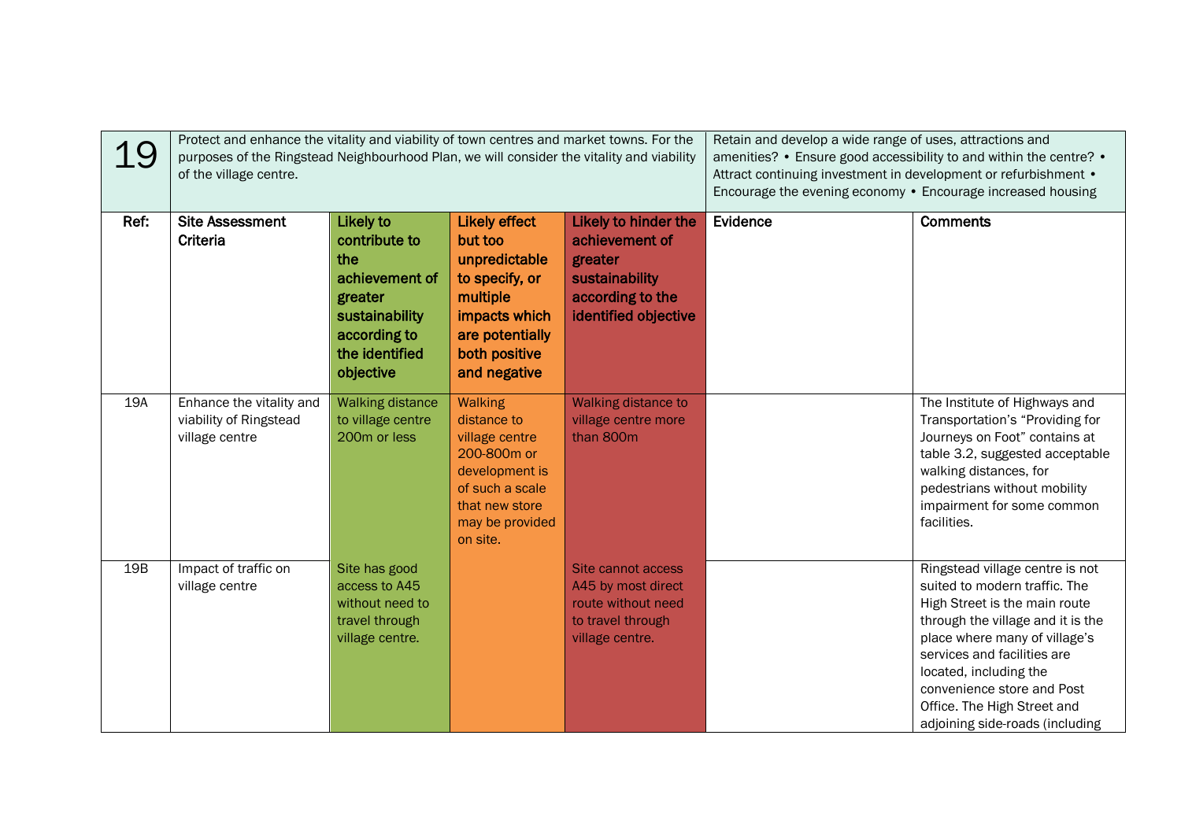| 19 | Protect and enhance the vitality and viability of town centres and market towns. For the purposes of the Ringstead Neighbourhood Plan, we will consider the vitality and viability of the village centre. | | | | Retain and develop a wide range of uses, attractions and amenities? • Ensure good accessibility to and within the centre? • Attract continuing investment in development or refurbishment • Encourage the evening economy • Encourage increased housing | |
|---|---|---|---|---|---|---|
| **Ref:** | **Site Assessment Criteria** | **Likely to contribute to the achievement of greater sustainability according to the identified objective** | **Likely effect but too unpredictable to specify, or multiple impacts which are potentially both positive and negative** | **Likely to hinder the achievement of greater sustainability according to the identified objective** | **Evidence** | **Comments** |
| 19A | Enhance the vitality and viability of Ringstead village centre | Walking distance to village centre 200m or less | Walking distance to village centre 200-800m or development is of such a scale that new store may be provided on site. | Walking distance to village centre more than 800m | | The Institute of Highways and Transportation's "Providing for Journeys on Foot" contains at table 3.2, suggested acceptable walking distances, for pedestrians without mobility impairment for some common facilities. |
| 19B | Impact of traffic on village centre | Site has good access to A45 without need to travel through village centre. | | Site cannot access A45 by most direct route without need to travel through village centre. | | Ringstead village centre is not suited to modern traffic. The High Street is the main route through the village and it is the place where many of village's services and facilities are located, including the convenience store and Post Office. The High Street and adjoining side-roads (including |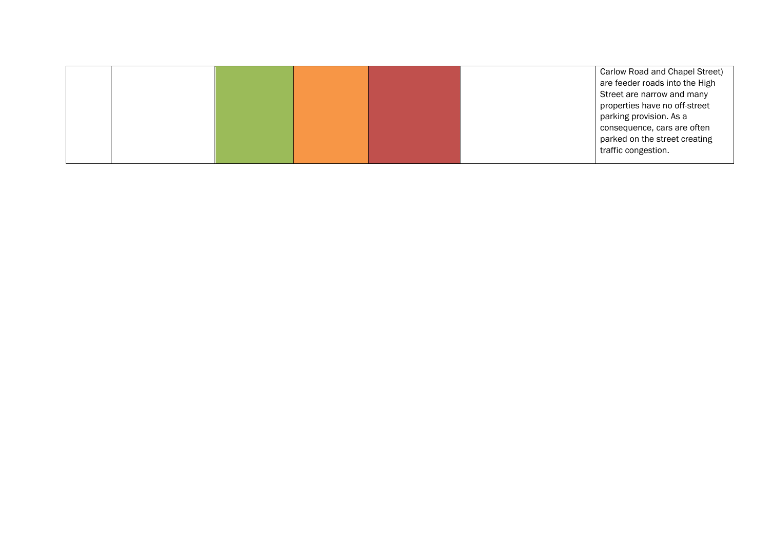| | | | | | | |
|---|---|---|---|---|---|---|
| | | | | | | Carlow Road and Chapel Street) are feeder roads into the High Street are narrow and many properties have no off-street parking provision. As a consequence, cars are often parked on the street creating traffic congestion. |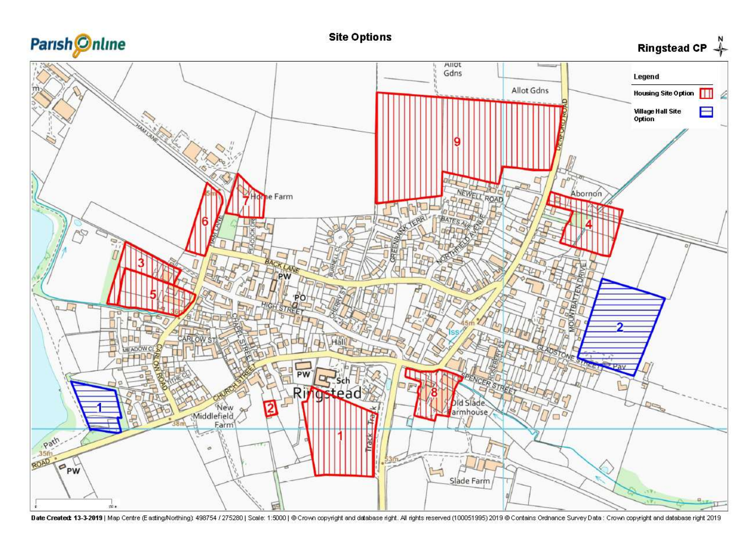Parish Online

## Site Options

Ringstead CP

N

Legend

Housing Site Option

Village Hall Site Option

Date Created: 13-3-2019 | Map Centre (Easting/Northing): 498754 / 275280 | Scale: 1:5000 | © Crown copyright and database right. All rights reserved (100051995) 2019 © Contains Ordnance Survey Data : Crown copyright and database right 2019